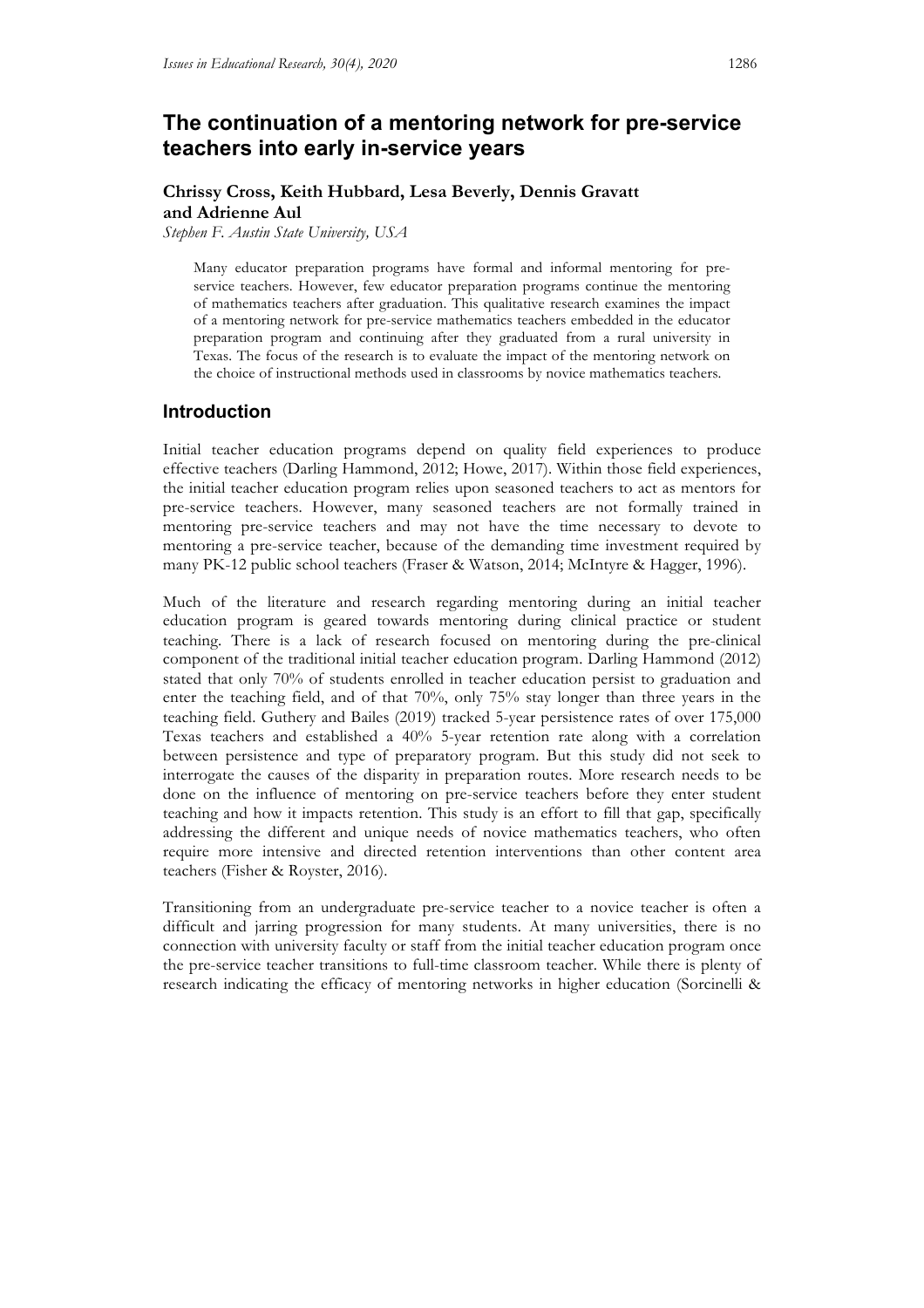# The continuation of a mentoring network for pre-service teachers into early in-service years

**Chrissy Cross, Keith Hubbard, Lesa Beverly, Dennis Gravatt and Adrienne Aul**

*Stephen F. Austin State University, USA*

> Many educator preparation programs have formal and informal mentoring for pre-service teachers. However, few educator preparation programs continue the mentoring of mathematics teachers after graduation. This qualitative research examines the impact of a mentoring network for pre-service mathematics teachers embedded in the educator preparation program and continuing after they graduated from a rural university in Texas. The focus of the research is to evaluate the impact of the mentoring network on the choice of instructional methods used in classrooms by novice mathematics teachers.

## Introduction

Initial teacher education programs depend on quality field experiences to produce effective teachers (Darling Hammond, 2012; Howe, 2017). Within those field experiences, the initial teacher education program relies upon seasoned teachers to act as mentors for pre-service teachers. However, many seasoned teachers are not formally trained in mentoring pre-service teachers and may not have the time necessary to devote to mentoring a pre-service teacher, because of the demanding time investment required by many PK-12 public school teachers (Fraser & Watson, 2014; McIntyre & Hagger, 1996).

Much of the literature and research regarding mentoring during an initial teacher education program is geared towards mentoring during clinical practice or student teaching. There is a lack of research focused on mentoring during the pre-clinical component of the traditional initial teacher education program. Darling Hammond (2012) stated that only 70% of students enrolled in teacher education persist to graduation and enter the teaching field, and of that 70%, only 75% stay longer than three years in the teaching field. Guthery and Bailes (2019) tracked 5-year persistence rates of over 175,000 Texas teachers and established a 40% 5-year retention rate along with a correlation between persistence and type of preparatory program. But this study did not seek to interrogate the causes of the disparity in preparation routes. More research needs to be done on the influence of mentoring on pre-service teachers before they enter student teaching and how it impacts retention. This study is an effort to fill that gap, specifically addressing the different and unique needs of novice mathematics teachers, who often require more intensive and directed retention interventions than other content area teachers (Fisher & Royster, 2016).

Transitioning from an undergraduate pre-service teacher to a novice teacher is often a difficult and jarring progression for many students. At many universities, there is no connection with university faculty or staff from the initial teacher education program once the pre-service teacher transitions to full-time classroom teacher. While there is plenty of research indicating the efficacy of mentoring networks in higher education (Sorcinelli &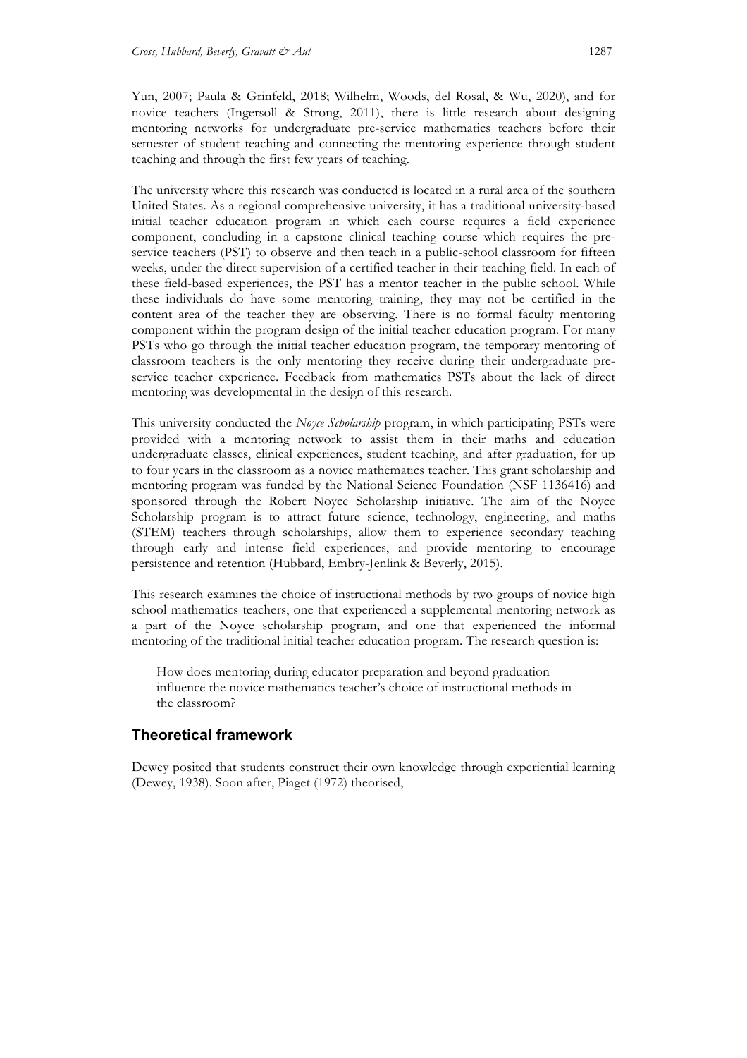Yun, 2007; Paula & Grinfeld, 2018; Wilhelm, Woods, del Rosal, & Wu, 2020), and for novice teachers (Ingersoll & Strong, 2011), there is little research about designing mentoring networks for undergraduate pre-service mathematics teachers before their semester of student teaching and connecting the mentoring experience through student teaching and through the first few years of teaching.

The university where this research was conducted is located in a rural area of the southern United States. As a regional comprehensive university, it has a traditional university-based initial teacher education program in which each course requires a field experience component, concluding in a capstone clinical teaching course which requires the pre-service teachers (PST) to observe and then teach in a public-school classroom for fifteen weeks, under the direct supervision of a certified teacher in their teaching field. In each of these field-based experiences, the PST has a mentor teacher in the public school. While these individuals do have some mentoring training, they may not be certified in the content area of the teacher they are observing. There is no formal faculty mentoring component within the program design of the initial teacher education program. For many PSTs who go through the initial teacher education program, the temporary mentoring of classroom teachers is the only mentoring they receive during their undergraduate pre-service teacher experience. Feedback from mathematics PSTs about the lack of direct mentoring was developmental in the design of this research.

This university conducted the *Noyce Scholarship* program, in which participating PSTs were provided with a mentoring network to assist them in their maths and education undergraduate classes, clinical experiences, student teaching, and after graduation, for up to four years in the classroom as a novice mathematics teacher. This grant scholarship and mentoring program was funded by the National Science Foundation (NSF 1136416) and sponsored through the Robert Noyce Scholarship initiative. The aim of the Noyce Scholarship program is to attract future science, technology, engineering, and maths (STEM) teachers through scholarships, allow them to experience secondary teaching through early and intense field experiences, and provide mentoring to encourage persistence and retention (Hubbard, Embry-Jenlink & Beverly, 2015).

This research examines the choice of instructional methods by two groups of novice high school mathematics teachers, one that experienced a supplemental mentoring network as a part of the Noyce scholarship program, and one that experienced the informal mentoring of the traditional initial teacher education program. The research question is:

> How does mentoring during educator preparation and beyond graduation influence the novice mathematics teacher's choice of instructional methods in the classroom?

## Theoretical framework

Dewey posited that students construct their own knowledge through experiential learning (Dewey, 1938). Soon after, Piaget (1972) theorised,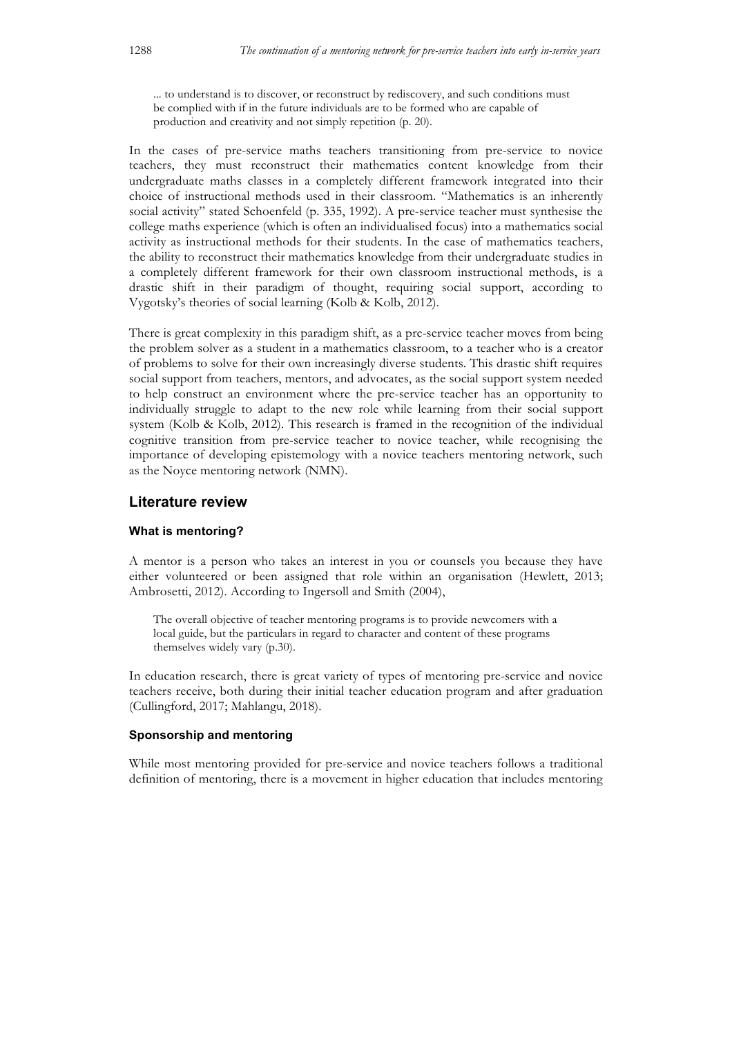> ... to understand is to discover, or reconstruct by rediscovery, and such conditions must be complied with if in the future individuals are to be formed who are capable of production and creativity and not simply repetition (p. 20).

In the cases of pre-service maths teachers transitioning from pre-service to novice teachers, they must reconstruct their mathematics content knowledge from their undergraduate maths classes in a completely different framework integrated into their choice of instructional methods used in their classroom. "Mathematics is an inherently social activity" stated Schoenfeld (p. 335, 1992). A pre-service teacher must synthesise the college maths experience (which is often an individualised focus) into a mathematics social activity as instructional methods for their students. In the case of mathematics teachers, the ability to reconstruct their mathematics knowledge from their undergraduate studies in a completely different framework for their own classroom instructional methods, is a drastic shift in their paradigm of thought, requiring social support, according to Vygotsky's theories of social learning (Kolb & Kolb, 2012).

There is great complexity in this paradigm shift, as a pre-service teacher moves from being the problem solver as a student in a mathematics classroom, to a teacher who is a creator of problems to solve for their own increasingly diverse students. This drastic shift requires social support from teachers, mentors, and advocates, as the social support system needed to help construct an environment where the pre-service teacher has an opportunity to individually struggle to adapt to the new role while learning from their social support system (Kolb & Kolb, 2012). This research is framed in the recognition of the individual cognitive transition from pre-service teacher to novice teacher, while recognising the importance of developing epistemology with a novice teachers mentoring network, such as the Noyce mentoring network (NMN).

## Literature review

### What is mentoring?

A mentor is a person who takes an interest in you or counsels you because they have either volunteered or been assigned that role within an organisation (Hewlett, 2013; Ambrosetti, 2012). According to Ingersoll and Smith (2004),

> The overall objective of teacher mentoring programs is to provide newcomers with a local guide, but the particulars in regard to character and content of these programs themselves widely vary (p.30).

In education research, there is great variety of types of mentoring pre-service and novice teachers receive, both during their initial teacher education program and after graduation (Cullingford, 2017; Mahlangu, 2018).

### Sponsorship and mentoring

While most mentoring provided for pre-service and novice teachers follows a traditional definition of mentoring, there is a movement in higher education that includes mentoring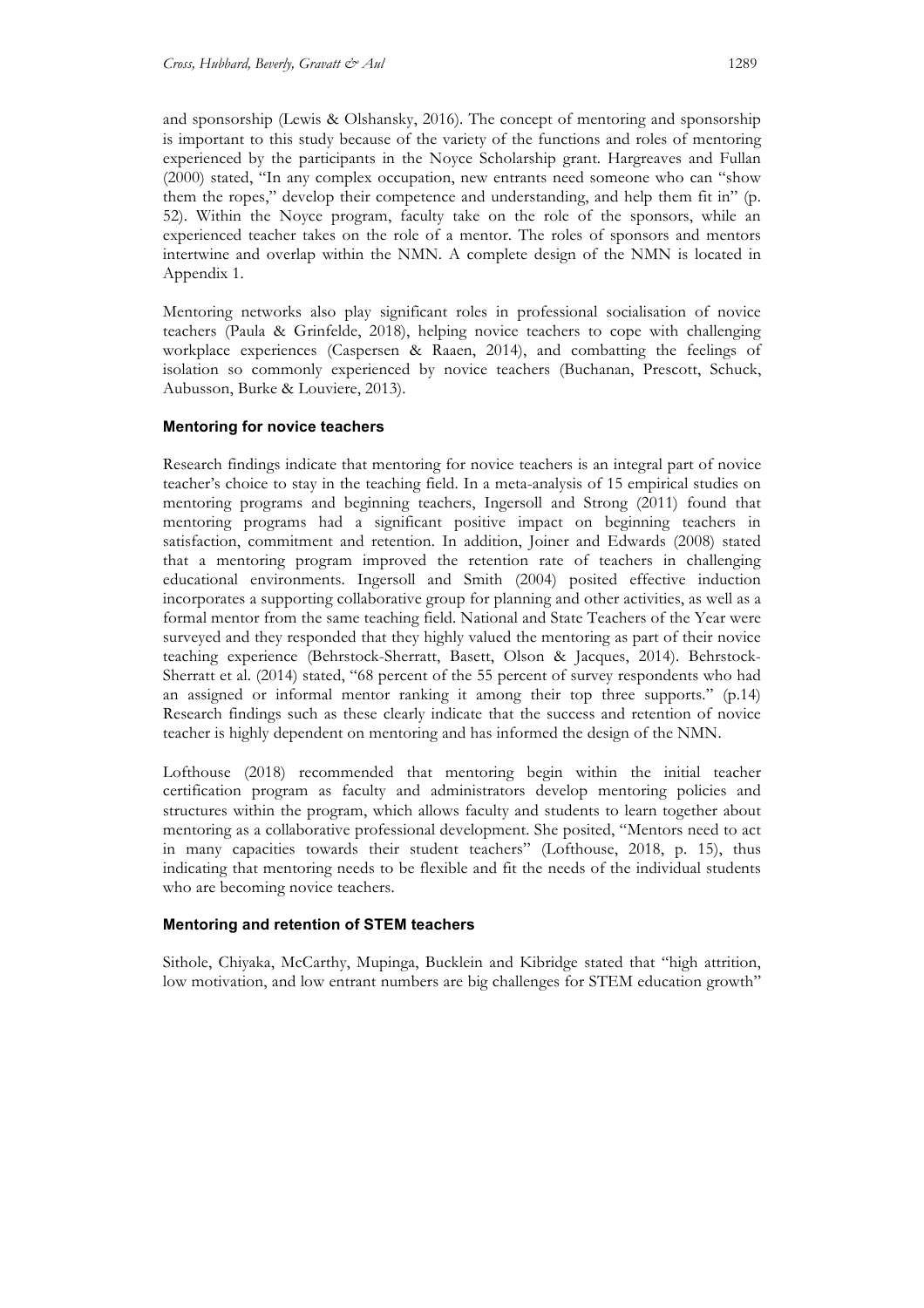and sponsorship (Lewis & Olshansky, 2016). The concept of mentoring and sponsorship is important to this study because of the variety of the functions and roles of mentoring experienced by the participants in the Noyce Scholarship grant. Hargreaves and Fullan (2000) stated, "In any complex occupation, new entrants need someone who can "show them the ropes," develop their competence and understanding, and help them fit in" (p. 52). Within the Noyce program, faculty take on the role of the sponsors, while an experienced teacher takes on the role of a mentor. The roles of sponsors and mentors intertwine and overlap within the NMN. A complete design of the NMN is located in Appendix 1.

Mentoring networks also play significant roles in professional socialisation of novice teachers (Paula & Grinfelde, 2018), helping novice teachers to cope with challenging workplace experiences (Caspersen & Raaen, 2014), and combatting the feelings of isolation so commonly experienced by novice teachers (Buchanan, Prescott, Schuck, Aubusson, Burke & Louviere, 2013).

#### Mentoring for novice teachers

Research findings indicate that mentoring for novice teachers is an integral part of novice teacher's choice to stay in the teaching field. In a meta-analysis of 15 empirical studies on mentoring programs and beginning teachers, Ingersoll and Strong (2011) found that mentoring programs had a significant positive impact on beginning teachers in satisfaction, commitment and retention. In addition, Joiner and Edwards (2008) stated that a mentoring program improved the retention rate of teachers in challenging educational environments. Ingersoll and Smith (2004) posited effective induction incorporates a supporting collaborative group for planning and other activities, as well as a formal mentor from the same teaching field. National and State Teachers of the Year were surveyed and they responded that they highly valued the mentoring as part of their novice teaching experience (Behrstock-Sherratt, Basett, Olson & Jacques, 2014). Behrstock-Sherratt et al. (2014) stated, "68 percent of the 55 percent of survey respondents who had an assigned or informal mentor ranking it among their top three supports." (p.14) Research findings such as these clearly indicate that the success and retention of novice teacher is highly dependent on mentoring and has informed the design of the NMN.

Lofthouse (2018) recommended that mentoring begin within the initial teacher certification program as faculty and administrators develop mentoring policies and structures within the program, which allows faculty and students to learn together about mentoring as a collaborative professional development. She posited, "Mentors need to act in many capacities towards their student teachers" (Lofthouse, 2018, p. 15), thus indicating that mentoring needs to be flexible and fit the needs of the individual students who are becoming novice teachers.

#### Mentoring and retention of STEM teachers

Sithole, Chiyaka, McCarthy, Mupinga, Bucklein and Kibridge stated that "high attrition, low motivation, and low entrant numbers are big challenges for STEM education growth"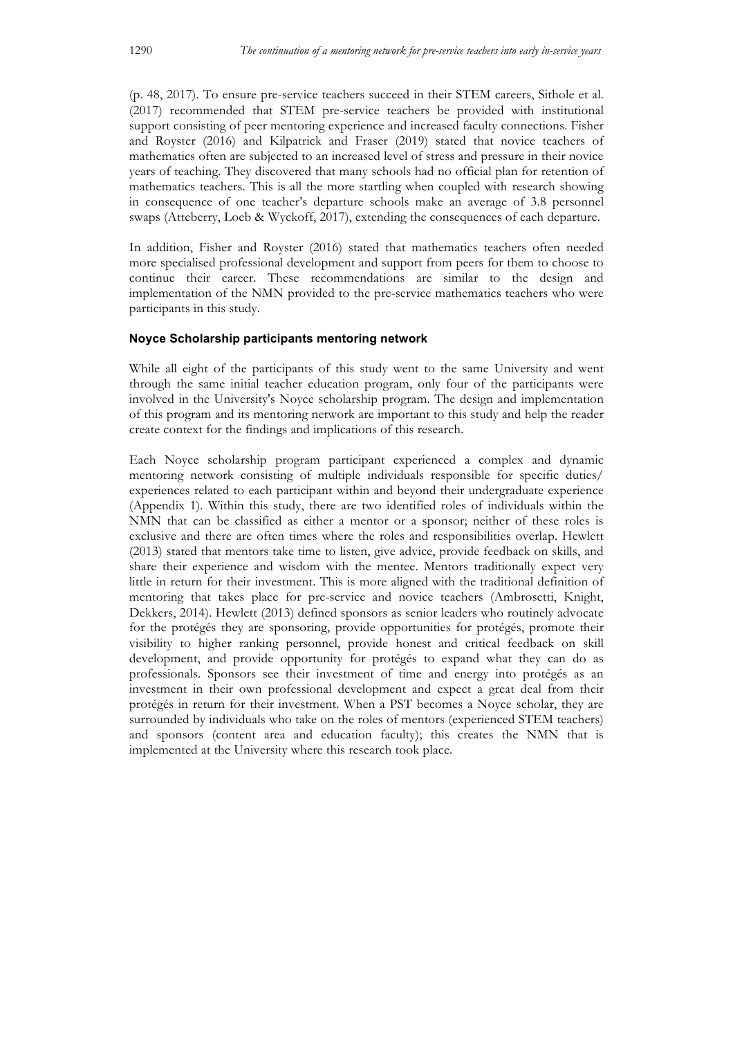(p. 48, 2017). To ensure pre-service teachers succeed in their STEM careers, Sithole et al. (2017) recommended that STEM pre-service teachers be provided with institutional support consisting of peer mentoring experience and increased faculty connections. Fisher and Royster (2016) and Kilpatrick and Fraser (2019) stated that novice teachers of mathematics often are subjected to an increased level of stress and pressure in their novice years of teaching. They discovered that many schools had no official plan for retention of mathematics teachers. This is all the more startling when coupled with research showing in consequence of one teacher's departure schools make an average of 3.8 personnel swaps (Atteberry, Loeb & Wyckoff, 2017), extending the consequences of each departure.

In addition, Fisher and Royster (2016) stated that mathematics teachers often needed more specialised professional development and support from peers for them to choose to continue their career. These recommendations are similar to the design and implementation of the NMN provided to the pre-service mathematics teachers who were participants in this study.

### Noyce Scholarship participants mentoring network

While all eight of the participants of this study went to the same University and went through the same initial teacher education program, only four of the participants were involved in the University's Noyce scholarship program. The design and implementation of this program and its mentoring network are important to this study and help the reader create context for the findings and implications of this research.

Each Noyce scholarship program participant experienced a complex and dynamic mentoring network consisting of multiple individuals responsible for specific duties/ experiences related to each participant within and beyond their undergraduate experience (Appendix 1). Within this study, there are two identified roles of individuals within the NMN that can be classified as either a mentor or a sponsor; neither of these roles is exclusive and there are often times where the roles and responsibilities overlap. Hewlett (2013) stated that mentors take time to listen, give advice, provide feedback on skills, and share their experience and wisdom with the mentee. Mentors traditionally expect very little in return for their investment. This is more aligned with the traditional definition of mentoring that takes place for pre-service and novice teachers (Ambrosetti, Knight, Dekkers, 2014). Hewlett (2013) defined sponsors as senior leaders who routinely advocate for the protégés they are sponsoring, provide opportunities for protégés, promote their visibility to higher ranking personnel, provide honest and critical feedback on skill development, and provide opportunity for protégés to expand what they can do as professionals. Sponsors see their investment of time and energy into protégés as an investment in their own professional development and expect a great deal from their protégés in return for their investment. When a PST becomes a Noyce scholar, they are surrounded by individuals who take on the roles of mentors (experienced STEM teachers) and sponsors (content area and education faculty); this creates the NMN that is implemented at the University where this research took place.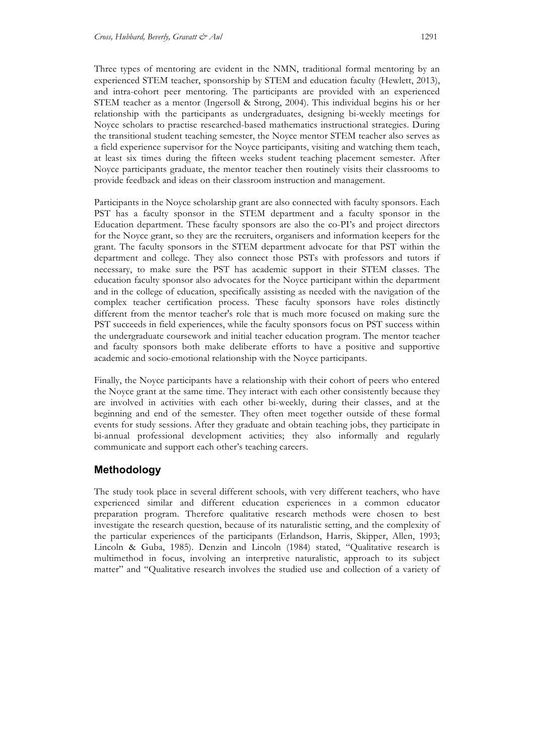Three types of mentoring are evident in the NMN, traditional formal mentoring by an experienced STEM teacher, sponsorship by STEM and education faculty (Hewlett, 2013), and intra-cohort peer mentoring. The participants are provided with an experienced STEM teacher as a mentor (Ingersoll & Strong, 2004). This individual begins his or her relationship with the participants as undergraduates, designing bi-weekly meetings for Noyce scholars to practise researched-based mathematics instructional strategies. During the transitional student teaching semester, the Noyce mentor STEM teacher also serves as a field experience supervisor for the Noyce participants, visiting and watching them teach, at least six times during the fifteen weeks student teaching placement semester. After Noyce participants graduate, the mentor teacher then routinely visits their classrooms to provide feedback and ideas on their classroom instruction and management.

Participants in the Noyce scholarship grant are also connected with faculty sponsors. Each PST has a faculty sponsor in the STEM department and a faculty sponsor in the Education department. These faculty sponsors are also the co-PI's and project directors for the Noyce grant, so they are the recruiters, organisers and information keepers for the grant. The faculty sponsors in the STEM department advocate for that PST within the department and college. They also connect those PSTs with professors and tutors if necessary, to make sure the PST has academic support in their STEM classes. The education faculty sponsor also advocates for the Noyce participant within the department and in the college of education, specifically assisting as needed with the navigation of the complex teacher certification process. These faculty sponsors have roles distinctly different from the mentor teacher's role that is much more focused on making sure the PST succeeds in field experiences, while the faculty sponsors focus on PST success within the undergraduate coursework and initial teacher education program. The mentor teacher and faculty sponsors both make deliberate efforts to have a positive and supportive academic and socio-emotional relationship with the Noyce participants.

Finally, the Noyce participants have a relationship with their cohort of peers who entered the Noyce grant at the same time. They interact with each other consistently because they are involved in activities with each other bi-weekly, during their classes, and at the beginning and end of the semester. They often meet together outside of these formal events for study sessions. After they graduate and obtain teaching jobs, they participate in bi-annual professional development activities; they also informally and regularly communicate and support each other's teaching careers.

## Methodology

The study took place in several different schools, with very different teachers, who have experienced similar and different education experiences in a common educator preparation program. Therefore qualitative research methods were chosen to best investigate the research question, because of its naturalistic setting, and the complexity of the particular experiences of the participants (Erlandson, Harris, Skipper, Allen, 1993; Lincoln & Guba, 1985). Denzin and Lincoln (1984) stated, "Qualitative research is multimethod in focus, involving an interpretive naturalistic, approach to its subject matter" and "Qualitative research involves the studied use and collection of a variety of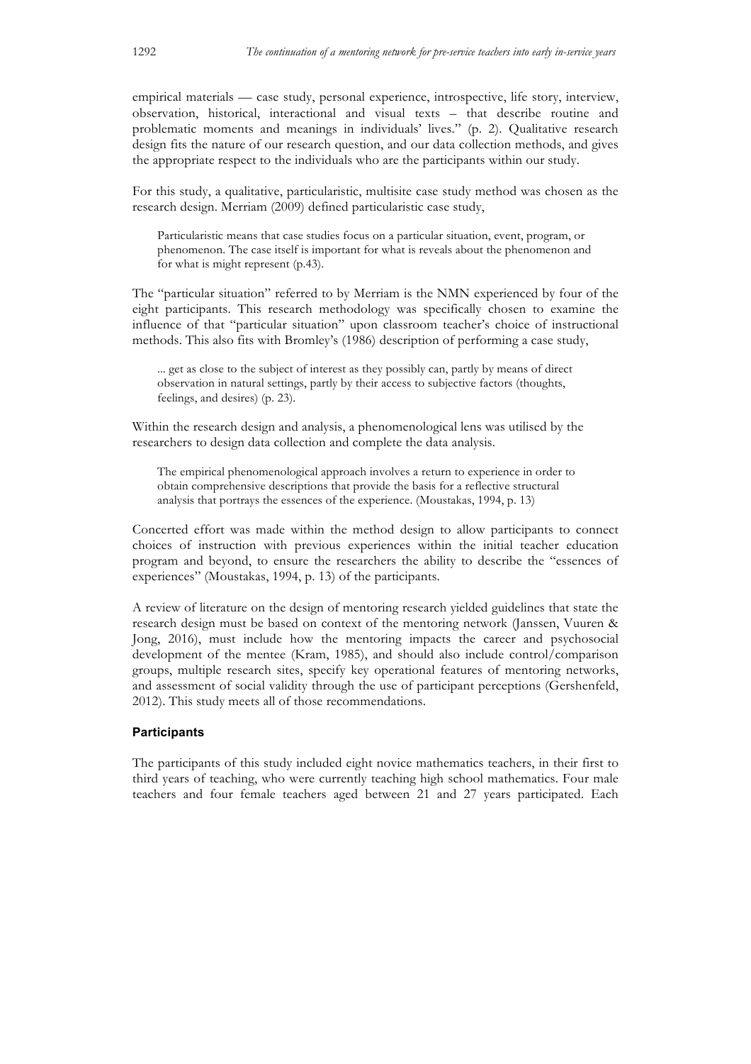empirical materials — case study, personal experience, introspective, life story, interview, observation, historical, interactional and visual texts – that describe routine and problematic moments and meanings in individuals' lives." (p. 2). Qualitative research design fits the nature of our research question, and our data collection methods, and gives the appropriate respect to the individuals who are the participants within our study.

For this study, a qualitative, particularistic, multisite case study method was chosen as the research design. Merriam (2009) defined particularistic case study,

> Particularistic means that case studies focus on a particular situation, event, program, or phenomenon. The case itself is important for what is reveals about the phenomenon and for what is might represent (p.43).

The "particular situation" referred to by Merriam is the NMN experienced by four of the eight participants. This research methodology was specifically chosen to examine the influence of that "particular situation" upon classroom teacher's choice of instructional methods. This also fits with Bromley's (1986) description of performing a case study,

> ... get as close to the subject of interest as they possibly can, partly by means of direct observation in natural settings, partly by their access to subjective factors (thoughts, feelings, and desires) (p. 23).

Within the research design and analysis, a phenomenological lens was utilised by the researchers to design data collection and complete the data analysis.

> The empirical phenomenological approach involves a return to experience in order to obtain comprehensive descriptions that provide the basis for a reflective structural analysis that portrays the essences of the experience. (Moustakas, 1994, p. 13)

Concerted effort was made within the method design to allow participants to connect choices of instruction with previous experiences within the initial teacher education program and beyond, to ensure the researchers the ability to describe the "essences of experiences" (Moustakas, 1994, p. 13) of the participants.

A review of literature on the design of mentoring research yielded guidelines that state the research design must be based on context of the mentoring network (Janssen, Vuuren & Jong, 2016), must include how the mentoring impacts the career and psychosocial development of the mentee (Kram, 1985), and should also include control/comparison groups, multiple research sites, specify key operational features of mentoring networks, and assessment of social validity through the use of participant perceptions (Gershenfeld, 2012). This study meets all of those recommendations.

### Participants

The participants of this study included eight novice mathematics teachers, in their first to third years of teaching, who were currently teaching high school mathematics. Four male teachers and four female teachers aged between 21 and 27 years participated. Each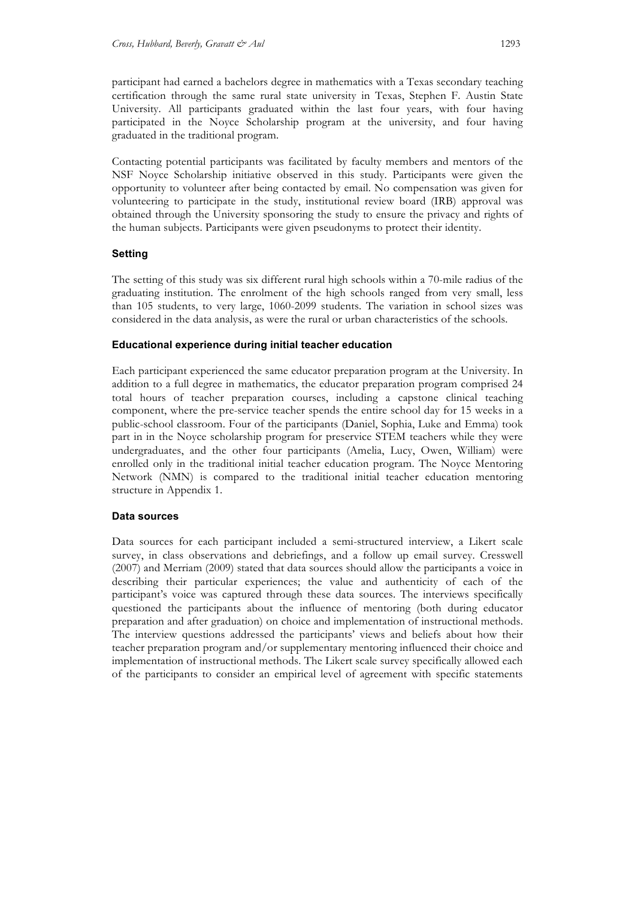participant had earned a bachelors degree in mathematics with a Texas secondary teaching certification through the same rural state university in Texas, Stephen F. Austin State University. All participants graduated within the last four years, with four having participated in the Noyce Scholarship program at the university, and four having graduated in the traditional program.

Contacting potential participants was facilitated by faculty members and mentors of the NSF Noyce Scholarship initiative observed in this study. Participants were given the opportunity to volunteer after being contacted by email. No compensation was given for volunteering to participate in the study, institutional review board (IRB) approval was obtained through the University sponsoring the study to ensure the privacy and rights of the human subjects. Participants were given pseudonyms to protect their identity.

### Setting

The setting of this study was six different rural high schools within a 70-mile radius of the graduating institution. The enrolment of the high schools ranged from very small, less than 105 students, to very large, 1060-2099 students. The variation in school sizes was considered in the data analysis, as were the rural or urban characteristics of the schools.

### Educational experience during initial teacher education

Each participant experienced the same educator preparation program at the University. In addition to a full degree in mathematics, the educator preparation program comprised 24 total hours of teacher preparation courses, including a capstone clinical teaching component, where the pre-service teacher spends the entire school day for 15 weeks in a public-school classroom. Four of the participants (Daniel, Sophia, Luke and Emma) took part in in the Noyce scholarship program for preservice STEM teachers while they were undergraduates, and the other four participants (Amelia, Lucy, Owen, William) were enrolled only in the traditional initial teacher education program. The Noyce Mentoring Network (NMN) is compared to the traditional initial teacher education mentoring structure in Appendix 1.

### Data sources

Data sources for each participant included a semi-structured interview, a Likert scale survey, in class observations and debriefings, and a follow up email survey. Cresswell (2007) and Merriam (2009) stated that data sources should allow the participants a voice in describing their particular experiences; the value and authenticity of each of the participant's voice was captured through these data sources. The interviews specifically questioned the participants about the influence of mentoring (both during educator preparation and after graduation) on choice and implementation of instructional methods. The interview questions addressed the participants' views and beliefs about how their teacher preparation program and/or supplementary mentoring influenced their choice and implementation of instructional methods. The Likert scale survey specifically allowed each of the participants to consider an empirical level of agreement with specific statements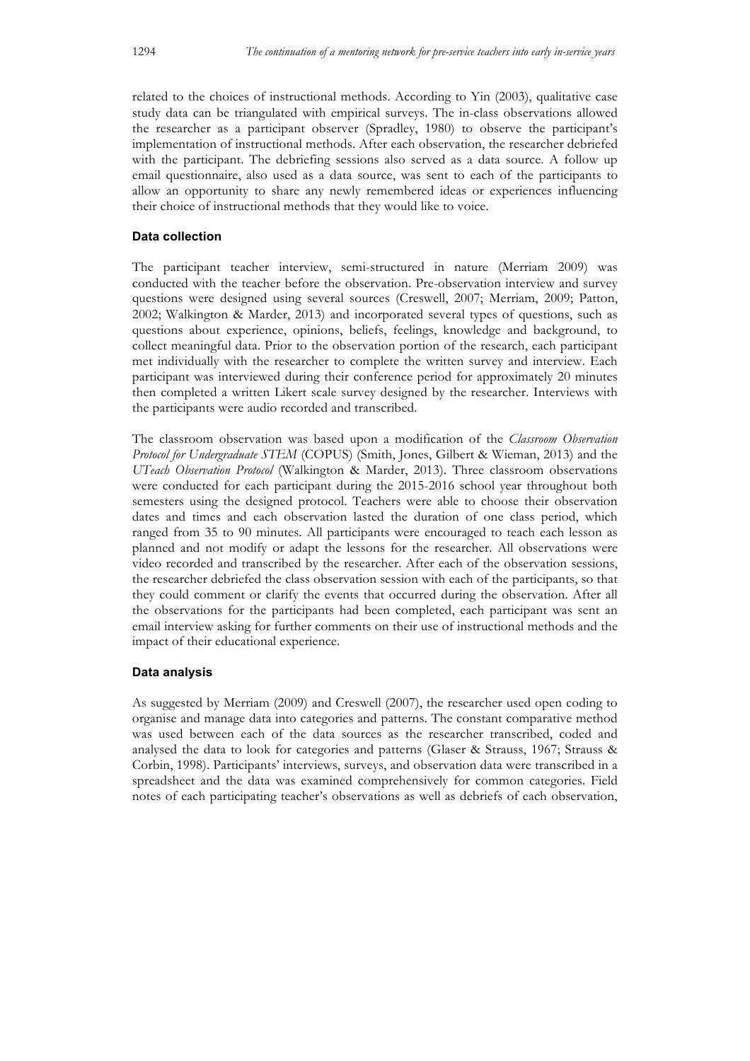related to the choices of instructional methods. According to Yin (2003), qualitative case study data can be triangulated with empirical surveys. The in-class observations allowed the researcher as a participant observer (Spradley, 1980) to observe the participant's implementation of instructional methods. After each observation, the researcher debriefed with the participant. The debriefing sessions also served as a data source. A follow up email questionnaire, also used as a data source, was sent to each of the participants to allow an opportunity to share any newly remembered ideas or experiences influencing their choice of instructional methods that they would like to voice.

### Data collection

The participant teacher interview, semi-structured in nature (Merriam 2009) was conducted with the teacher before the observation. Pre-observation interview and survey questions were designed using several sources (Creswell, 2007; Merriam, 2009; Patton, 2002; Walkington & Marder, 2013) and incorporated several types of questions, such as questions about experience, opinions, beliefs, feelings, knowledge and background, to collect meaningful data. Prior to the observation portion of the research, each participant met individually with the researcher to complete the written survey and interview. Each participant was interviewed during their conference period for approximately 20 minutes then completed a written Likert scale survey designed by the researcher. Interviews with the participants were audio recorded and transcribed.

The classroom observation was based upon a modification of the *Classroom Observation Protocol for Undergraduate STEM* (COPUS) (Smith, Jones, Gilbert & Wieman, 2013) and the *UTeach Observation Protocol* (Walkington & Marder, 2013). Three classroom observations were conducted for each participant during the 2015-2016 school year throughout both semesters using the designed protocol. Teachers were able to choose their observation dates and times and each observation lasted the duration of one class period, which ranged from 35 to 90 minutes. All participants were encouraged to teach each lesson as planned and not modify or adapt the lessons for the researcher. All observations were video recorded and transcribed by the researcher. After each of the observation sessions, the researcher debriefed the class observation session with each of the participants, so that they could comment or clarify the events that occurred during the observation. After all the observations for the participants had been completed, each participant was sent an email interview asking for further comments on their use of instructional methods and the impact of their educational experience.

### Data analysis

As suggested by Merriam (2009) and Creswell (2007), the researcher used open coding to organise and manage data into categories and patterns. The constant comparative method was used between each of the data sources as the researcher transcribed, coded and analysed the data to look for categories and patterns (Glaser & Strauss, 1967; Strauss & Corbin, 1998). Participants' interviews, surveys, and observation data were transcribed in a spreadsheet and the data was examined comprehensively for common categories. Field notes of each participating teacher's observations as well as debriefs of each observation,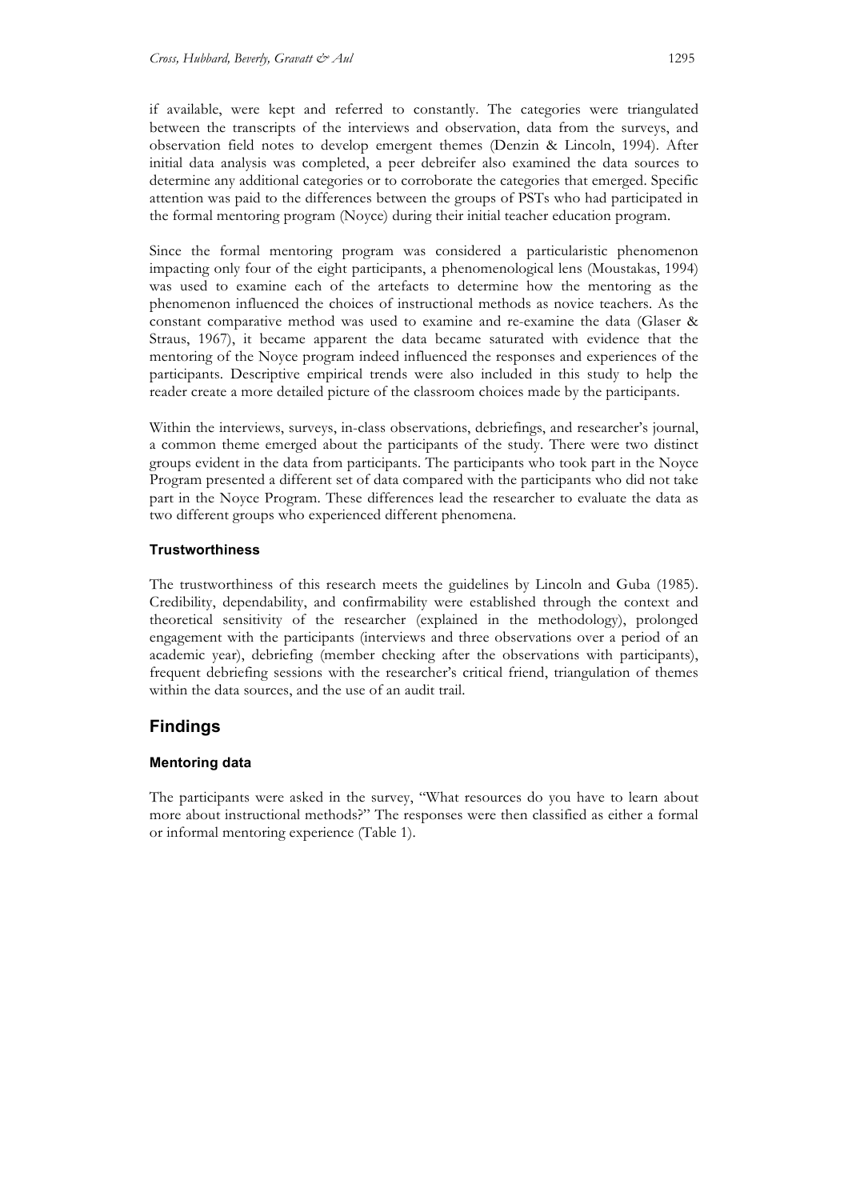if available, were kept and referred to constantly. The categories were triangulated between the transcripts of the interviews and observation, data from the surveys, and observation field notes to develop emergent themes (Denzin & Lincoln, 1994). After initial data analysis was completed, a peer debreifer also examined the data sources to determine any additional categories or to corroborate the categories that emerged. Specific attention was paid to the differences between the groups of PSTs who had participated in the formal mentoring program (Noyce) during their initial teacher education program.

Since the formal mentoring program was considered a particularistic phenomenon impacting only four of the eight participants, a phenomenological lens (Moustakas, 1994) was used to examine each of the artefacts to determine how the mentoring as the phenomenon influenced the choices of instructional methods as novice teachers. As the constant comparative method was used to examine and re-examine the data (Glaser & Straus, 1967), it became apparent the data became saturated with evidence that the mentoring of the Noyce program indeed influenced the responses and experiences of the participants. Descriptive empirical trends were also included in this study to help the reader create a more detailed picture of the classroom choices made by the participants.

Within the interviews, surveys, in-class observations, debriefings, and researcher's journal, a common theme emerged about the participants of the study. There were two distinct groups evident in the data from participants. The participants who took part in the Noyce Program presented a different set of data compared with the participants who did not take part in the Noyce Program. These differences lead the researcher to evaluate the data as two different groups who experienced different phenomena.

### Trustworthiness

The trustworthiness of this research meets the guidelines by Lincoln and Guba (1985). Credibility, dependability, and confirmability were established through the context and theoretical sensitivity of the researcher (explained in the methodology), prolonged engagement with the participants (interviews and three observations over a period of an academic year), debriefing (member checking after the observations with participants), frequent debriefing sessions with the researcher's critical friend, triangulation of themes within the data sources, and the use of an audit trail.

## Findings

### Mentoring data

The participants were asked in the survey, "What resources do you have to learn about more about instructional methods?" The responses were then classified as either a formal or informal mentoring experience (Table 1).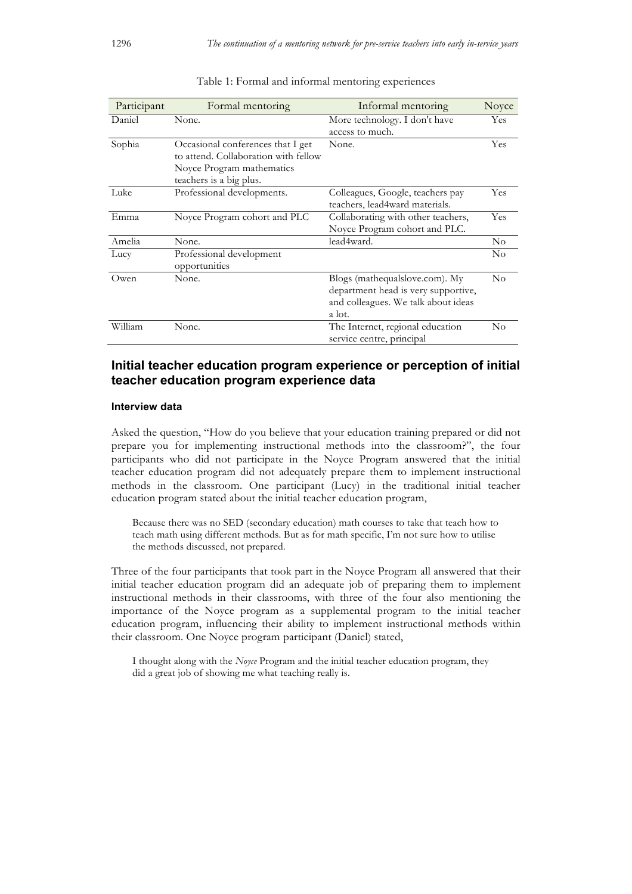Table 1: Formal and informal mentoring experiences

| Participant | Formal mentoring | Informal mentoring | Noyce |
|---|---|---|---|
| Daniel | None. | More technology. I don't have access to much. | Yes |
| Sophia | Occasional conferences that I get to attend. Collaboration with fellow Noyce Program mathematics teachers is a big plus. | None. | Yes |
| Luke | Professional developments. | Colleagues, Google, teachers pay teachers, lead4ward materials. | Yes |
| Emma | Noyce Program cohort and PLC | Collaborating with other teachers, Noyce Program cohort and PLC. | Yes |
| Amelia | None. | lead4ward. | No |
| Lucy | Professional development opportunities | | No |
| Owen | None. | Blogs (mathequalslove.com). My department head is very supportive, and colleagues. We talk about ideas a lot. | No |
| William | None. | The Internet, regional education service centre, principal | No |

## Initial teacher education program experience or perception of initial teacher education program experience data

### Interview data

Asked the question, "How do you believe that your education training prepared or did not prepare you for implementing instructional methods into the classroom?", the four participants who did not participate in the Noyce Program answered that the initial teacher education program did not adequately prepare them to implement instructional methods in the classroom. One participant (Lucy) in the traditional initial teacher education program stated about the initial teacher education program,

> Because there was no SED (secondary education) math courses to take that teach how to teach math using different methods. But as for math specific, I'm not sure how to utilise the methods discussed, not prepared.

Three of the four participants that took part in the Noyce Program all answered that their initial teacher education program did an adequate job of preparing them to implement instructional methods in their classrooms, with three of the four also mentioning the importance of the Noyce program as a supplemental program to the initial teacher education program, influencing their ability to implement instructional methods within their classroom. One Noyce program participant (Daniel) stated,

> I thought along with the *Noyce* Program and the initial teacher education program, they did a great job of showing me what teaching really is.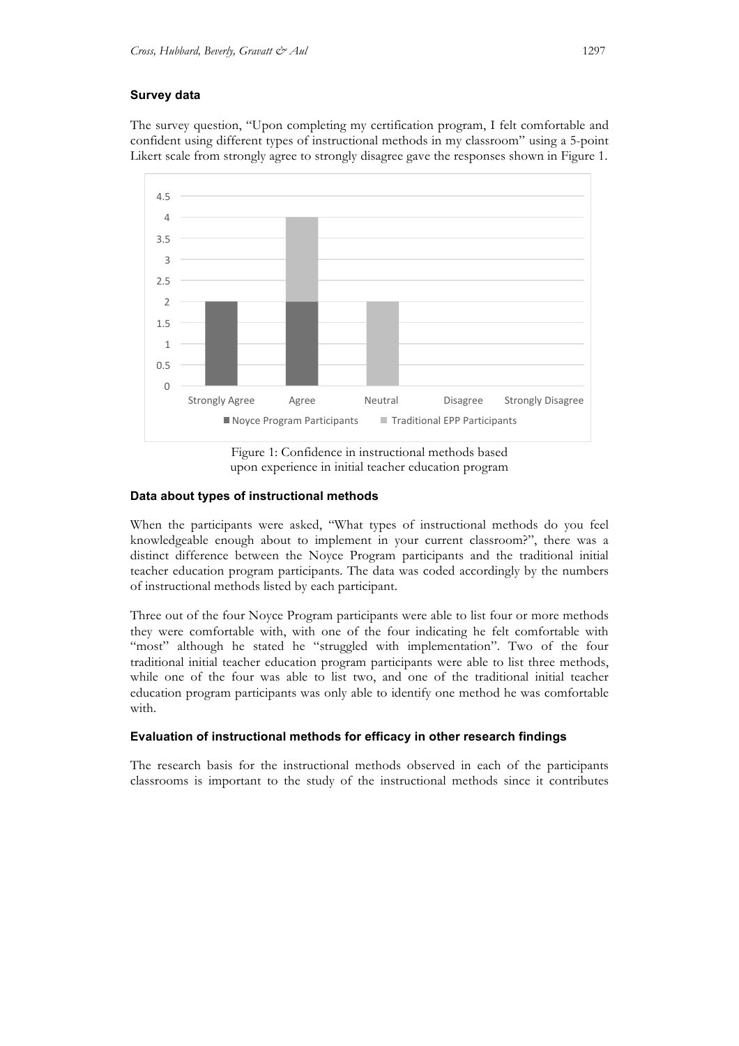### Survey data

The survey question, "Upon completing my certification program, I felt comfortable and confident using different types of instructional methods in my classroom" using a 5-point Likert scale from strongly agree to strongly disagree gave the responses shown in Figure 1.

Figure 1: Confidence in instructional methods based upon experience in initial teacher education program

### Data about types of instructional methods

When the participants were asked, "What types of instructional methods do you feel knowledgeable enough about to implement in your current classroom?", there was a distinct difference between the Noyce Program participants and the traditional initial teacher education program participants. The data was coded accordingly by the numbers of instructional methods listed by each participant.

Three out of the four Noyce Program participants were able to list four or more methods they were comfortable with, with one of the four indicating he felt comfortable with "most" although he stated he "struggled with implementation". Two of the four traditional initial teacher education program participants were able to list three methods, while one of the four was able to list two, and one of the traditional initial teacher education program participants was only able to identify one method he was comfortable with.

### Evaluation of instructional methods for efficacy in other research findings

The research basis for the instructional methods observed in each of the participants classrooms is important to the study of the instructional methods since it contributes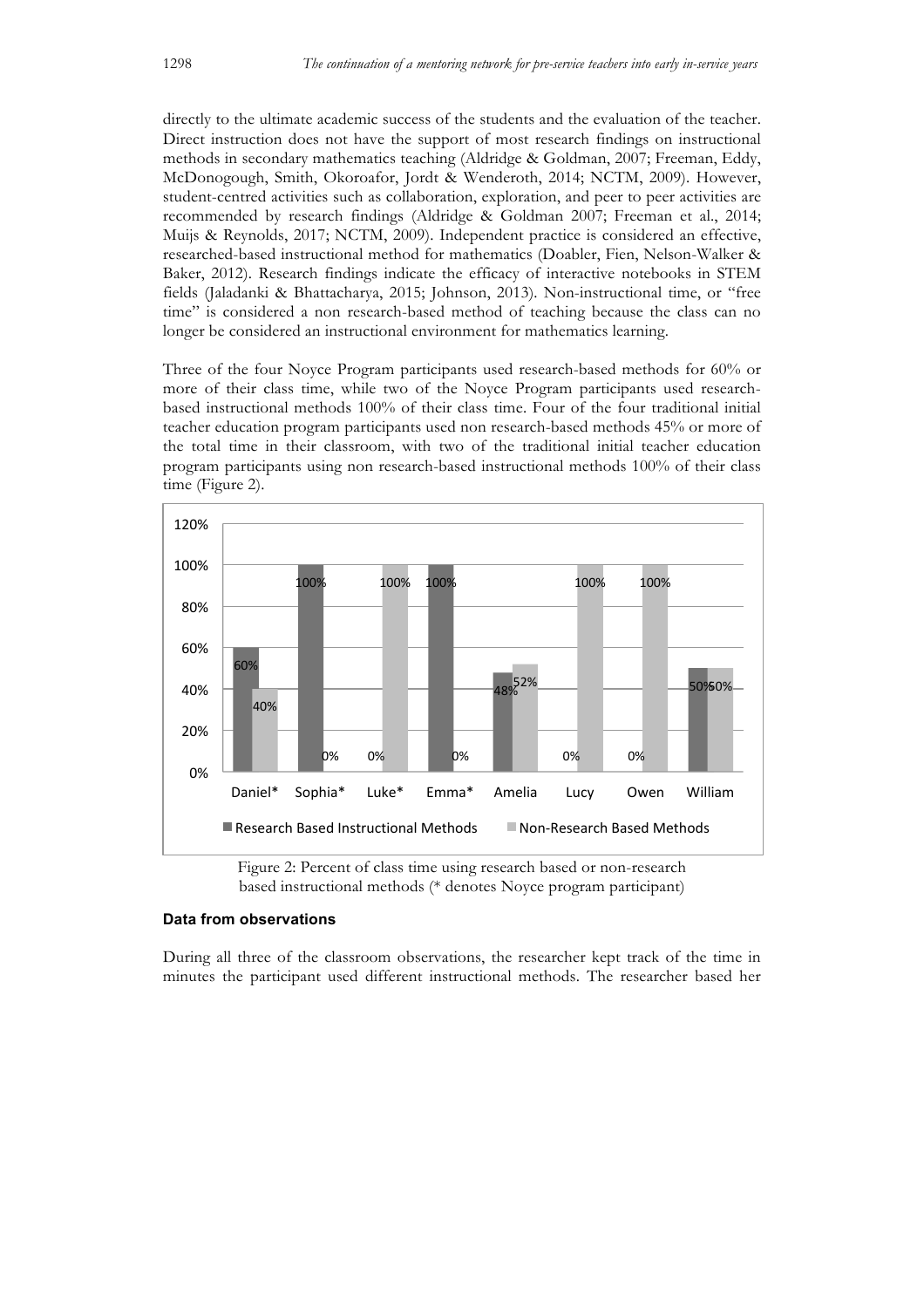directly to the ultimate academic success of the students and the evaluation of the teacher. Direct instruction does not have the support of most research findings on instructional methods in secondary mathematics teaching (Aldridge & Goldman, 2007; Freeman, Eddy, McDonogough, Smith, Okoroafor, Jordt & Wenderoth, 2014; NCTM, 2009). However, student-centred activities such as collaboration, exploration, and peer to peer activities are recommended by research findings (Aldridge & Goldman 2007; Freeman et al., 2014; Muijs & Reynolds, 2017; NCTM, 2009). Independent practice is considered an effective, researched-based instructional method for mathematics (Doabler, Fien, Nelson-Walker & Baker, 2012). Research findings indicate the efficacy of interactive notebooks in STEM fields (Jaladanki & Bhattacharya, 2015; Johnson, 2013). Non-instructional time, or "free time" is considered a non research-based method of teaching because the class can no longer be considered an instructional environment for mathematics learning.

Three of the four Noyce Program participants used research-based methods for 60% or more of their class time, while two of the Noyce Program participants used research-based instructional methods 100% of their class time. Four of the four traditional initial teacher education program participants used non research-based methods 45% or more of the total time in their classroom, with two of the traditional initial teacher education program participants using non research-based instructional methods 100% of their class time (Figure 2).

| | Daniel* | Sophia* | Luke* | Emma* | Amelia | Lucy | Owen | William |
|---|---|---|---|---|---|---|---|---|
| Research Based Instructional Methods | 60% | 100% | 0% | 100% | 48% | 0% | 0% | 50% |
| Non-Research Based Methods | 40% | 0% | 100% | 0% | 52% | 100% | 100% | 50% |

Figure 2: Percent of class time using research based or non-research based instructional methods (* denotes Noyce program participant)

### Data from observations

During all three of the classroom observations, the researcher kept track of the time in minutes the participant used different instructional methods. The researcher based her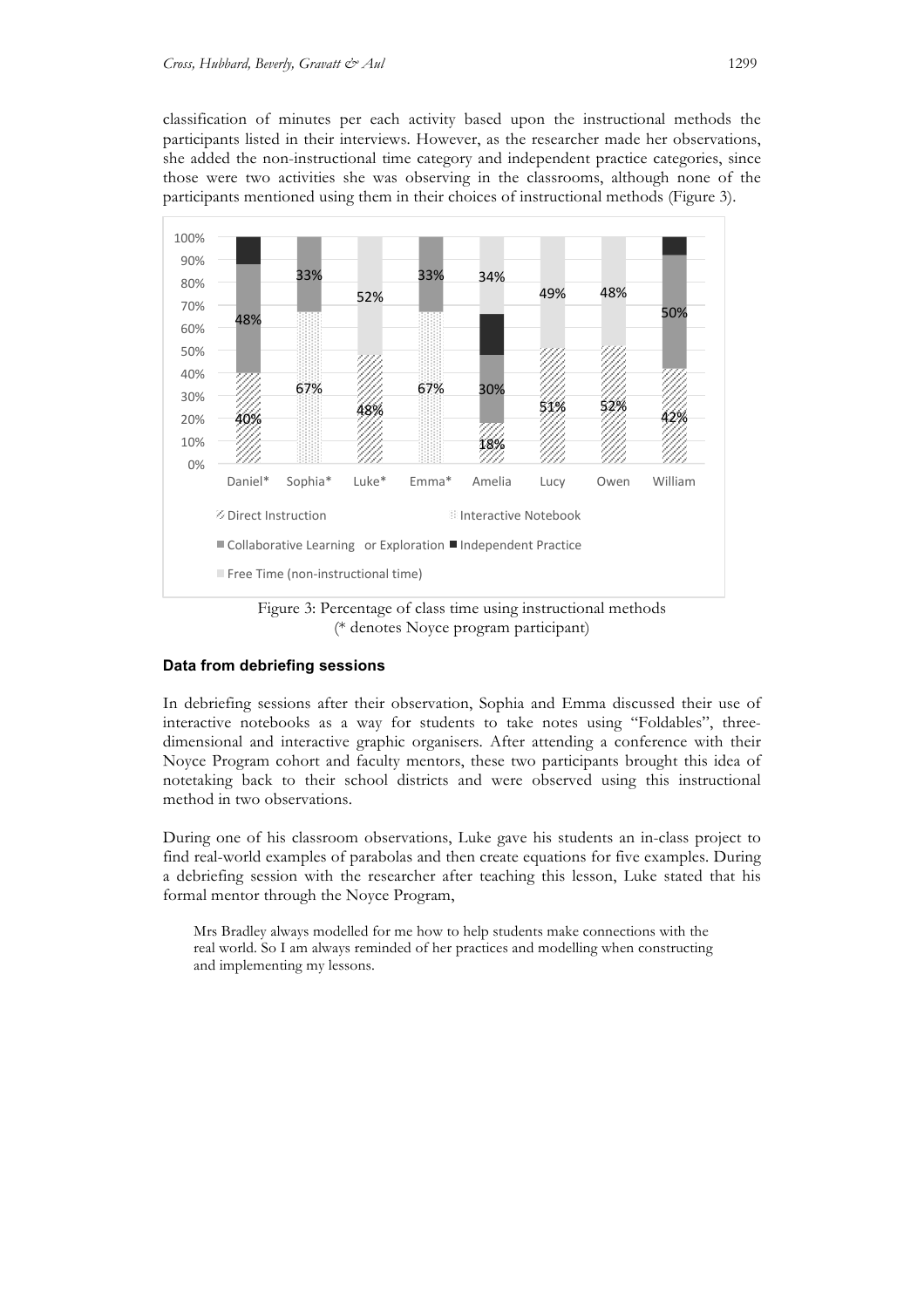classification of minutes per each activity based upon the instructional methods the participants listed in their interviews. However, as the researcher made her observations, she added the non-instructional time category and independent practice categories, since those were two activities she was observing in the classrooms, although none of the participants mentioned using them in their choices of instructional methods (Figure 3).

Figure 3: Percentage of class time using instructional methods
(* denotes Noyce program participant)

### Data from debriefing sessions

In debriefing sessions after their observation, Sophia and Emma discussed their use of interactive notebooks as a way for students to take notes using "Foldables", three-dimensional and interactive graphic organisers. After attending a conference with their Noyce Program cohort and faculty mentors, these two participants brought this idea of notetaking back to their school districts and were observed using this instructional method in two observations.

During one of his classroom observations, Luke gave his students an in-class project to find real-world examples of parabolas and then create equations for five examples. During a debriefing session with the researcher after teaching this lesson, Luke stated that his formal mentor through the Noyce Program,

> Mrs Bradley always modelled for me how to help students make connections with the real world. So I am always reminded of her practices and modelling when constructing and implementing my lessons.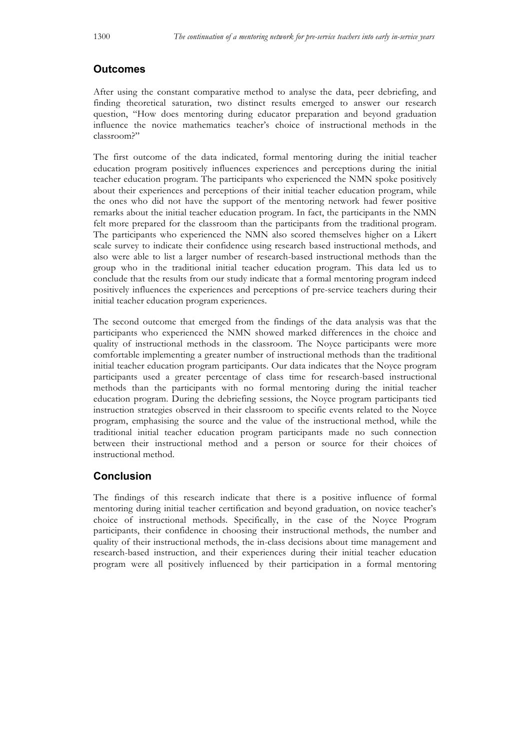## Outcomes

After using the constant comparative method to analyse the data, peer debriefing, and finding theoretical saturation, two distinct results emerged to answer our research question, "How does mentoring during educator preparation and beyond graduation influence the novice mathematics teacher's choice of instructional methods in the classroom?"

The first outcome of the data indicated, formal mentoring during the initial teacher education program positively influences experiences and perceptions during the initial teacher education program. The participants who experienced the NMN spoke positively about their experiences and perceptions of their initial teacher education program, while the ones who did not have the support of the mentoring network had fewer positive remarks about the initial teacher education program. In fact, the participants in the NMN felt more prepared for the classroom than the participants from the traditional program. The participants who experienced the NMN also scored themselves higher on a Likert scale survey to indicate their confidence using research based instructional methods, and also were able to list a larger number of research-based instructional methods than the group who in the traditional initial teacher education program. This data led us to conclude that the results from our study indicate that a formal mentoring program indeed positively influences the experiences and perceptions of pre-service teachers during their initial teacher education program experiences.

The second outcome that emerged from the findings of the data analysis was that the participants who experienced the NMN showed marked differences in the choice and quality of instructional methods in the classroom. The Noyce participants were more comfortable implementing a greater number of instructional methods than the traditional initial teacher education program participants. Our data indicates that the Noyce program participants used a greater percentage of class time for research-based instructional methods than the participants with no formal mentoring during the initial teacher education program. During the debriefing sessions, the Noyce program participants tied instruction strategies observed in their classroom to specific events related to the Noyce program, emphasising the source and the value of the instructional method, while the traditional initial teacher education program participants made no such connection between their instructional method and a person or source for their choices of instructional method.

## Conclusion

The findings of this research indicate that there is a positive influence of formal mentoring during initial teacher certification and beyond graduation, on novice teacher's choice of instructional methods. Specifically, in the case of the Noyce Program participants, their confidence in choosing their instructional methods, the number and quality of their instructional methods, the in-class decisions about time management and research-based instruction, and their experiences during their initial teacher education program were all positively influenced by their participation in a formal mentoring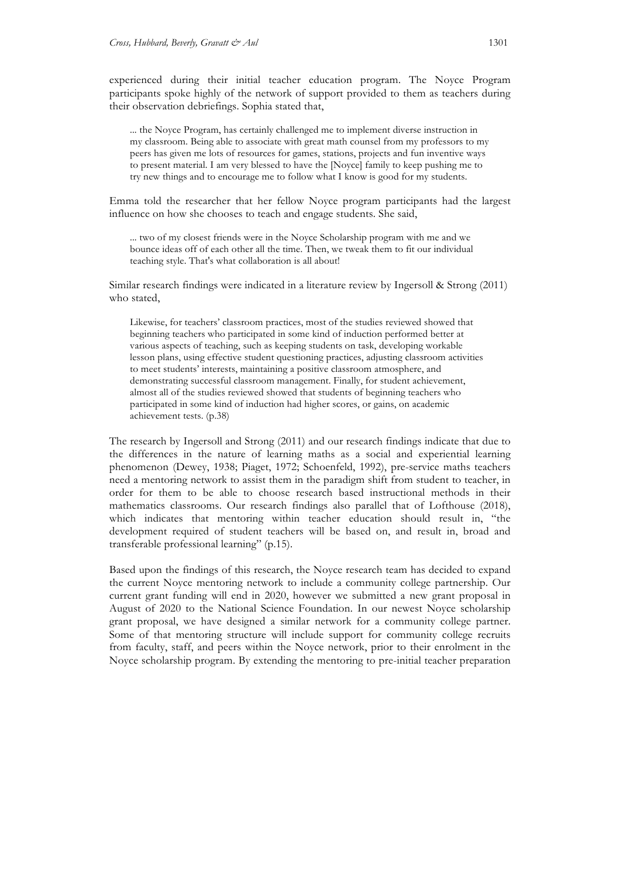experienced during their initial teacher education program. The Noyce Program participants spoke highly of the network of support provided to them as teachers during their observation debriefings. Sophia stated that,

> ... the Noyce Program, has certainly challenged me to implement diverse instruction in my classroom. Being able to associate with great math counsel from my professors to my peers has given me lots of resources for games, stations, projects and fun inventive ways to present material. I am very blessed to have the [Noyce] family to keep pushing me to try new things and to encourage me to follow what I know is good for my students.

Emma told the researcher that her fellow Noyce program participants had the largest influence on how she chooses to teach and engage students. She said,

> ... two of my closest friends were in the Noyce Scholarship program with me and we bounce ideas off of each other all the time. Then, we tweak them to fit our individual teaching style. That's what collaboration is all about!

Similar research findings were indicated in a literature review by Ingersoll & Strong (2011) who stated,

> Likewise, for teachers' classroom practices, most of the studies reviewed showed that beginning teachers who participated in some kind of induction performed better at various aspects of teaching, such as keeping students on task, developing workable lesson plans, using effective student questioning practices, adjusting classroom activities to meet students' interests, maintaining a positive classroom atmosphere, and demonstrating successful classroom management. Finally, for student achievement, almost all of the studies reviewed showed that students of beginning teachers who participated in some kind of induction had higher scores, or gains, on academic achievement tests. (p.38)

The research by Ingersoll and Strong (2011) and our research findings indicate that due to the differences in the nature of learning maths as a social and experiential learning phenomenon (Dewey, 1938; Piaget, 1972; Schoenfeld, 1992), pre-service maths teachers need a mentoring network to assist them in the paradigm shift from student to teacher, in order for them to be able to choose research based instructional methods in their mathematics classrooms. Our research findings also parallel that of Lofthouse (2018), which indicates that mentoring within teacher education should result in, "the development required of student teachers will be based on, and result in, broad and transferable professional learning" (p.15).

Based upon the findings of this research, the Noyce research team has decided to expand the current Noyce mentoring network to include a community college partnership. Our current grant funding will end in 2020, however we submitted a new grant proposal in August of 2020 to the National Science Foundation. In our newest Noyce scholarship grant proposal, we have designed a similar network for a community college partner. Some of that mentoring structure will include support for community college recruits from faculty, staff, and peers within the Noyce network, prior to their enrolment in the Noyce scholarship program. By extending the mentoring to pre-initial teacher preparation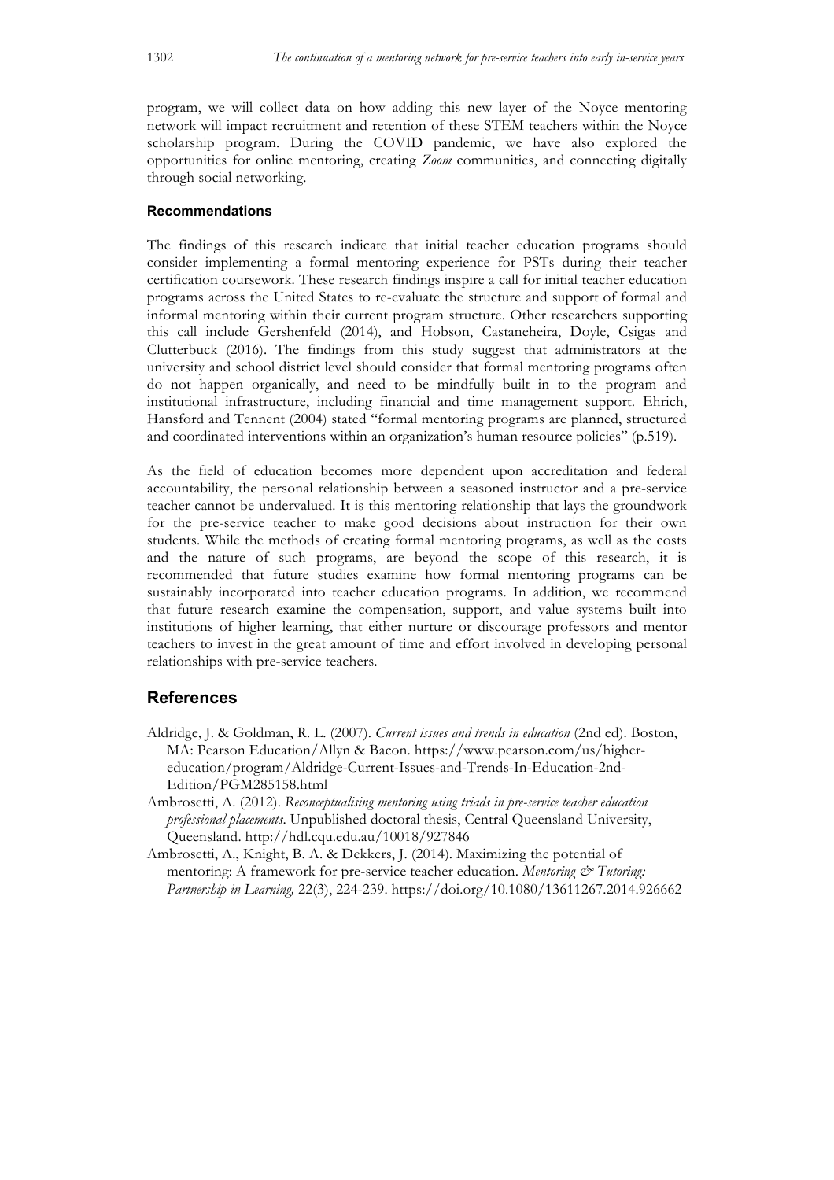program, we will collect data on how adding this new layer of the Noyce mentoring network will impact recruitment and retention of these STEM teachers within the Noyce scholarship program. During the COVID pandemic, we have also explored the opportunities for online mentoring, creating *Zoom* communities, and connecting digitally through social networking.

### Recommendations

The findings of this research indicate that initial teacher education programs should consider implementing a formal mentoring experience for PSTs during their teacher certification coursework. These research findings inspire a call for initial teacher education programs across the United States to re-evaluate the structure and support of formal and informal mentoring within their current program structure. Other researchers supporting this call include Gershenfeld (2014), and Hobson, Castaneheira, Doyle, Csigas and Clutterbuck (2016). The findings from this study suggest that administrators at the university and school district level should consider that formal mentoring programs often do not happen organically, and need to be mindfully built in to the program and institutional infrastructure, including financial and time management support. Ehrich, Hansford and Tennent (2004) stated "formal mentoring programs are planned, structured and coordinated interventions within an organization's human resource policies" (p.519).

As the field of education becomes more dependent upon accreditation and federal accountability, the personal relationship between a seasoned instructor and a pre-service teacher cannot be undervalued. It is this mentoring relationship that lays the groundwork for the pre-service teacher to make good decisions about instruction for their own students. While the methods of creating formal mentoring programs, as well as the costs and the nature of such programs, are beyond the scope of this research, it is recommended that future studies examine how formal mentoring programs can be sustainably incorporated into teacher education programs. In addition, we recommend that future research examine the compensation, support, and value systems built into institutions of higher learning, that either nurture or discourage professors and mentor teachers to invest in the great amount of time and effort involved in developing personal relationships with pre-service teachers.

## References

Aldridge, J. & Goldman, R. L. (2007). *Current issues and trends in education* (2nd ed). Boston, MA: Pearson Education/Allyn & Bacon. https://www.pearson.com/us/higher-education/program/Aldridge-Current-Issues-and-Trends-In-Education-2nd-Edition/PGM285158.html

Ambrosetti, A. (2012). *Reconceptualising mentoring using triads in pre-service teacher education professional placements*. Unpublished doctoral thesis, Central Queensland University, Queensland. http://hdl.cqu.edu.au/10018/927846

Ambrosetti, A., Knight, B. A. & Dekkers, J. (2014). Maximizing the potential of mentoring: A framework for pre-service teacher education. *Mentoring & Tutoring: Partnership in Learning,* 22(3), 224-239. https://doi.org/10.1080/13611267.2014.926662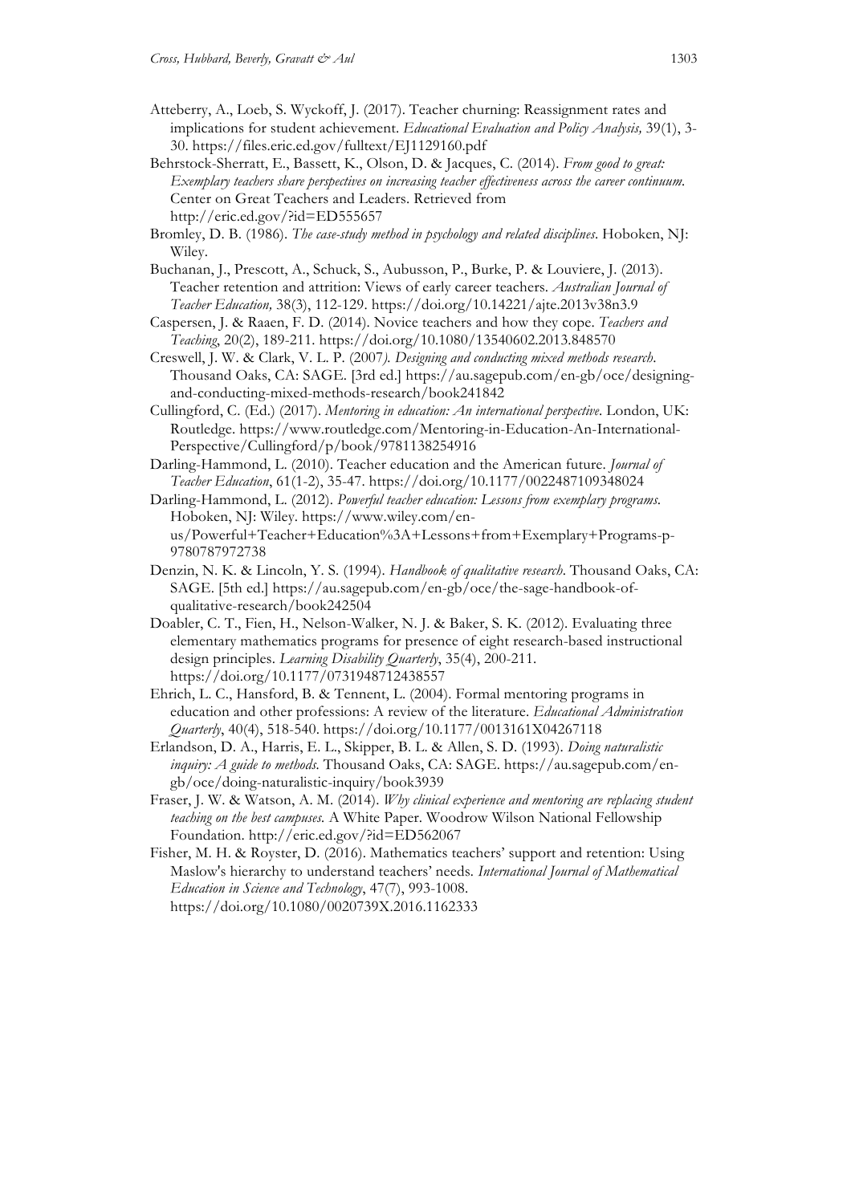Atteberry, A., Loeb, S. Wyckoff, J. (2017). Teacher churning: Reassignment rates and implications for student achievement. *Educational Evaluation and Policy Analysis,* 39(1), 3-30. https://files.eric.ed.gov/fulltext/EJ1129160.pdf

Behrstock-Sherratt, E., Bassett, K., Olson, D. & Jacques, C. (2014). *From good to great: Exemplary teachers share perspectives on increasing teacher effectiveness across the career continuum.* Center on Great Teachers and Leaders. Retrieved from http://eric.ed.gov/?id=ED555657

Bromley, D. B. (1986). *The case-study method in psychology and related disciplines.* Hoboken, NJ: Wiley.

Buchanan, J., Prescott, A., Schuck, S., Aubusson, P., Burke, P. & Louviere, J. (2013). Teacher retention and attrition: Views of early career teachers. *Australian Journal of Teacher Education,* 38(3), 112-129. https://doi.org/10.14221/ajte.2013v38n3.9

Caspersen, J. & Raaen, F. D. (2014). Novice teachers and how they cope. *Teachers and Teaching*, 20(2), 189-211. https://doi.org/10.1080/13540602.2013.848570

Creswell, J. W. & Clark, V. L. P. (2007*). Designing and conducting mixed methods research*. Thousand Oaks, CA: SAGE. [3rd ed.] https://au.sagepub.com/en-gb/oce/designing-and-conducting-mixed-methods-research/book241842

Cullingford, C. (Ed.) (2017). *Mentoring in education: An international perspective.* London, UK: Routledge. https://www.routledge.com/Mentoring-in-Education-An-International-Perspective/Cullingford/p/book/9781138254916

Darling-Hammond, L. (2010). Teacher education and the American future. *Journal of Teacher Education*, 61(1-2), 35-47. https://doi.org/10.1177/0022487109348024

Darling-Hammond, L. (2012). *Powerful teacher education: Lessons from exemplary programs.* Hoboken, NJ: Wiley. https://www.wiley.com/en-us/Powerful+Teacher+Education%3A+Lessons+from+Exemplary+Programs-p-9780787972738

Denzin, N. K. & Lincoln, Y. S. (1994). *Handbook of qualitative research*. Thousand Oaks, CA: SAGE. [5th ed.] https://au.sagepub.com/en-gb/oce/the-sage-handbook-of-qualitative-research/book242504

Doabler, C. T., Fien, H., Nelson-Walker, N. J. & Baker, S. K. (2012). Evaluating three elementary mathematics programs for presence of eight research-based instructional design principles. *Learning Disability Quarterly*, 35(4), 200-211. https://doi.org/10.1177/0731948712438557

Ehrich, L. C., Hansford, B. & Tennent, L. (2004). Formal mentoring programs in education and other professions: A review of the literature. *Educational Administration Quarterly*, 40(4), 518-540. https://doi.org/10.1177/0013161X04267118

Erlandson, D. A., Harris, E. L., Skipper, B. L. & Allen, S. D. (1993). *Doing naturalistic inquiry: A guide to methods.* Thousand Oaks, CA: SAGE. https://au.sagepub.com/en-gb/oce/doing-naturalistic-inquiry/book3939

Fraser, J. W. & Watson, A. M. (2014). *Why clinical experience and mentoring are replacing student teaching on the best campuses.* A White Paper. Woodrow Wilson National Fellowship Foundation. http://eric.ed.gov/?id=ED562067

Fisher, M. H. & Royster, D. (2016). Mathematics teachers' support and retention: Using Maslow's hierarchy to understand teachers' needs. *International Journal of Mathematical Education in Science and Technology*, 47(7), 993-1008. https://doi.org/10.1080/0020739X.2016.1162333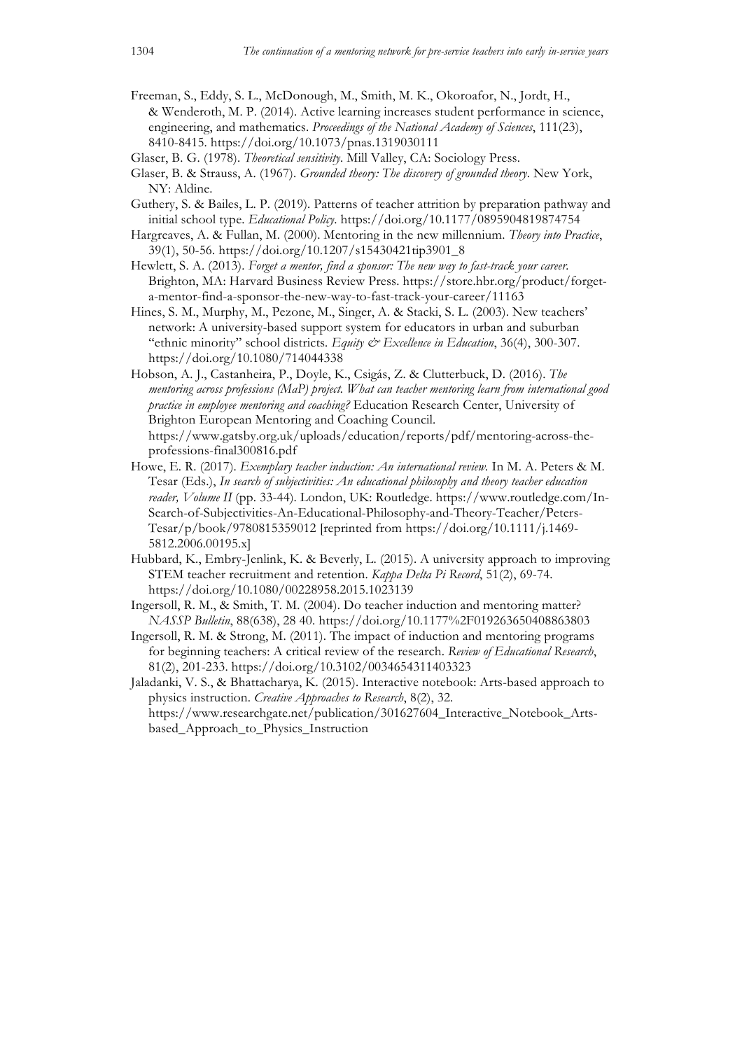Freeman, S., Eddy, S. L., McDonough, M., Smith, M. K., Okoroafor, N., Jordt, H., & Wenderoth, M. P. (2014). Active learning increases student performance in science, engineering, and mathematics. *Proceedings of the National Academy of Sciences*, 111(23), 8410-8415. https://doi.org/10.1073/pnas.1319030111

Glaser, B. G. (1978). *Theoretical sensitivity*. Mill Valley, CA: Sociology Press.

Glaser, B. & Strauss, A. (1967). *Grounded theory: The discovery of grounded theory*. New York, NY: Aldine.

Guthery, S. & Bailes, L. P. (2019). Patterns of teacher attrition by preparation pathway and initial school type. *Educational Policy*. https://doi.org/10.1177/0895904819874754

Hargreaves, A. & Fullan, M. (2000). Mentoring in the new millennium. *Theory into Practice*, 39(1), 50-56. https://doi.org/10.1207/s15430421tip3901_8

Hewlett, S. A. (2013). *Forget a mentor, find a sponsor: The new way to fast-track your career*. Brighton, MA: Harvard Business Review Press. https://store.hbr.org/product/forget-a-mentor-find-a-sponsor-the-new-way-to-fast-track-your-career/11163

Hines, S. M., Murphy, M., Pezone, M., Singer, A. & Stacki, S. L. (2003). New teachers' network: A university-based support system for educators in urban and suburban "ethnic minority" school districts. *Equity & Excellence in Education*, 36(4), 300-307. https://doi.org/10.1080/714044338

Hobson, A. J., Castanheira, P., Doyle, K., Csigás, Z. & Clutterbuck, D. (2016). *The mentoring across professions (MaP) project. What can teacher mentoring learn from international good practice in employee mentoring and coaching?* Education Research Center, University of Brighton European Mentoring and Coaching Council. https://www.gatsby.org.uk/uploads/education/reports/pdf/mentoring-across-the-professions-final300816.pdf

Howe, E. R. (2017). *Exemplary teacher induction: An international review*. In M. A. Peters & M. Tesar (Eds.), *In search of subjectivities: An educational philosophy and theory teacher education reader, Volume II* (pp. 33-44). London, UK: Routledge. https://www.routledge.com/In-Search-of-Subjectivities-An-Educational-Philosophy-and-Theory-Teacher/Peters-Tesar/p/book/9780815359012 [reprinted from https://doi.org/10.1111/j.1469-5812.2006.00195.x]

Hubbard, K., Embry-Jenlink, K. & Beverly, L. (2015). A university approach to improving STEM teacher recruitment and retention. *Kappa Delta Pi Record*, 51(2), 69-74. https://doi.org/10.1080/00228958.2015.1023139

Ingersoll, R. M., & Smith, T. M. (2004). Do teacher induction and mentoring matter? *NASSP Bulletin*, 88(638), 28 40. https://doi.org/10.1177%2F019263650408863803

Ingersoll, R. M. & Strong, M. (2011). The impact of induction and mentoring programs for beginning teachers: A critical review of the research. *Review of Educational Research*, 81(2), 201-233. https://doi.org/10.3102/0034654311403323

Jaladanki, V. S., & Bhattacharya, K. (2015). Interactive notebook: Arts-based approach to physics instruction. *Creative Approaches to Research*, 8(2), 32. https://www.researchgate.net/publication/301627604_Interactive_Notebook_Arts-based_Approach_to_Physics_Instruction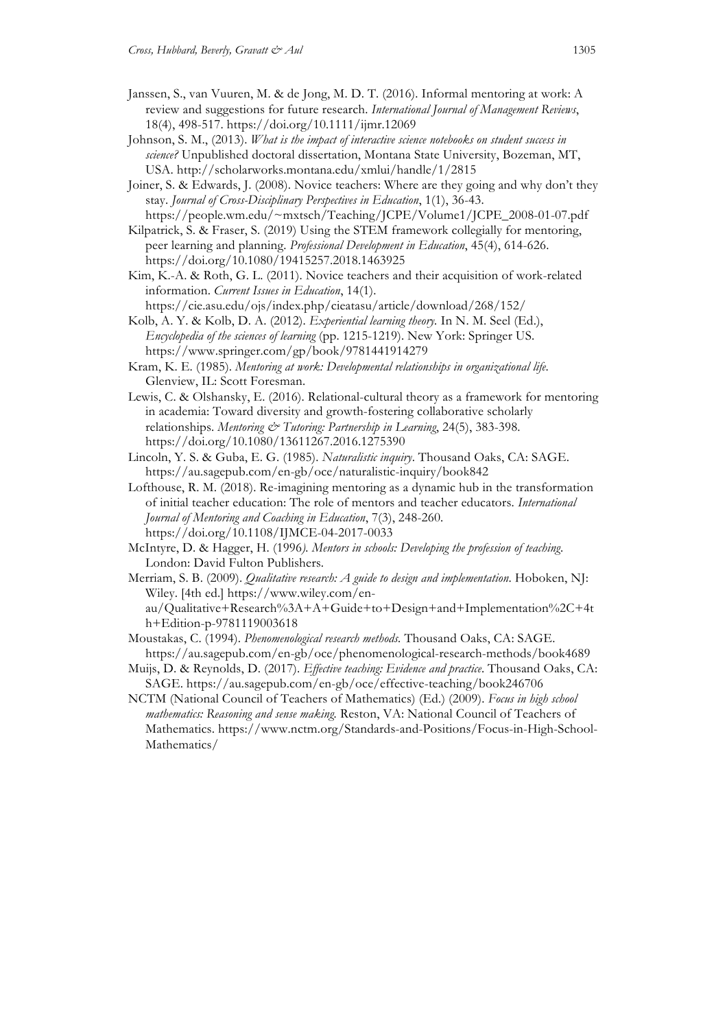Janssen, S., van Vuuren, M. & de Jong, M. D. T. (2016). Informal mentoring at work: A review and suggestions for future research. *International Journal of Management Reviews*, 18(4), 498-517. https://doi.org/10.1111/ijmr.12069

Johnson, S. M., (2013). *What is the impact of interactive science notebooks on student success in science?* Unpublished doctoral dissertation, Montana State University, Bozeman, MT, USA. http://scholarworks.montana.edu/xmlui/handle/1/2815

Joiner, S. & Edwards, J. (2008). Novice teachers: Where are they going and why don't they stay. *Journal of Cross-Disciplinary Perspectives in Education*, 1(1), 36-43. https://people.wm.edu/~mxtsch/Teaching/JCPE/Volume1/JCPE_2008-01-07.pdf

Kilpatrick, S. & Fraser, S. (2019) Using the STEM framework collegially for mentoring, peer learning and planning. *Professional Development in Education*, 45(4), 614-626. https://doi.org/10.1080/19415257.2018.1463925

Kim, K.-A. & Roth, G. L. (2011). Novice teachers and their acquisition of work-related information. *Current Issues in Education*, 14(1). https://cie.asu.edu/ojs/index.php/cieatasu/article/download/268/152/

Kolb, A. Y. & Kolb, D. A. (2012). *Experiential learning theory.* In N. M. Seel (Ed.), *Encyclopedia of the sciences of learning* (pp. 1215-1219). New York: Springer US. https://www.springer.com/gp/book/9781441914279

Kram, K. E. (1985). *Mentoring at work: Developmental relationships in organizational life*. Glenview, IL: Scott Foresman.

Lewis, C. & Olshansky, E. (2016). Relational-cultural theory as a framework for mentoring in academia: Toward diversity and growth-fostering collaborative scholarly relationships. *Mentoring & Tutoring: Partnership in Learning*, 24(5), 383-398. https://doi.org/10.1080/13611267.2016.1275390

Lincoln, Y. S. & Guba, E. G. (1985). *Naturalistic inquiry*. Thousand Oaks, CA: SAGE. https://au.sagepub.com/en-gb/oce/naturalistic-inquiry/book842

Lofthouse, R. M. (2018). Re-imagining mentoring as a dynamic hub in the transformation of initial teacher education: The role of mentors and teacher educators. *International Journal of Mentoring and Coaching in Education*, 7(3), 248-260. https://doi.org/10.1108/IJMCE-04-2017-0033

McIntyre, D. & Hagger, H. (1996*). Mentors in schools: Developing the profession of teaching*. London: David Fulton Publishers.

Merriam, S. B. (2009). *Qualitative research: A guide to design and implementation.* Hoboken, NJ: Wiley. [4th ed.] https://www.wiley.com/en-au/Qualitative+Research%3A+A+Guide+to+Design+and+Implementation%2C+4th+Edition-p-9781119003618

Moustakas, C. (1994). *Phenomenological research methods.* Thousand Oaks, CA: SAGE. https://au.sagepub.com/en-gb/oce/phenomenological-research-methods/book4689

Muijs, D. & Reynolds, D. (2017). *Effective teaching: Evidence and practice*. Thousand Oaks, CA: SAGE. https://au.sagepub.com/en-gb/oce/effective-teaching/book246706

NCTM (National Council of Teachers of Mathematics) (Ed.) (2009). *Focus in high school mathematics: Reasoning and sense making.* Reston, VA: National Council of Teachers of Mathematics. https://www.nctm.org/Standards-and-Positions/Focus-in-High-School-Mathematics/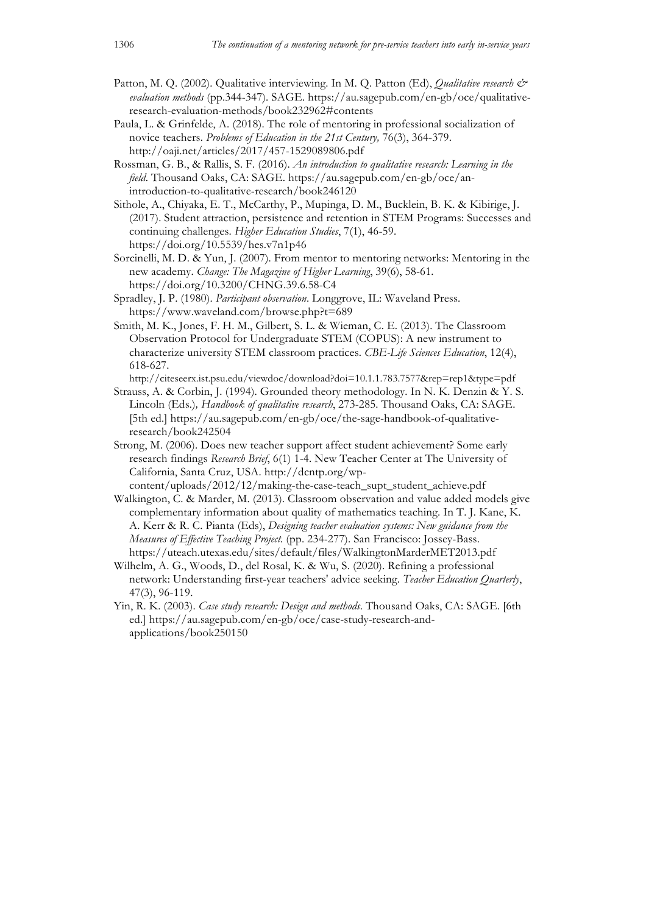Patton, M. Q. (2002). Qualitative interviewing. In M. Q. Patton (Ed), *Qualitative research & evaluation methods* (pp.344-347). SAGE. https://au.sagepub.com/en-gb/oce/qualitative-research-evaluation-methods/book232962#contents

Paula, L. & Grinfelde, A. (2018). The role of mentoring in professional socialization of novice teachers. *Problems of Education in the 21st Century,* 76(3), 364-379. http://oaji.net/articles/2017/457-1529089806.pdf

Rossman, G. B., & Rallis, S. F. (2016). *An introduction to qualitative research: Learning in the field*. Thousand Oaks, CA: SAGE. https://au.sagepub.com/en-gb/oce/an-introduction-to-qualitative-research/book246120

Sithole, A., Chiyaka, E. T., McCarthy, P., Mupinga, D. M., Bucklein, B. K. & Kibirige, J. (2017). Student attraction, persistence and retention in STEM Programs: Successes and continuing challenges. *Higher Education Studies*, 7(1), 46-59. https://doi.org/10.5539/hes.v7n1p46

Sorcinelli, M. D. & Yun, J. (2007). From mentor to mentoring networks: Mentoring in the new academy. *Change: The Magazine of Higher Learning*, 39(6), 58-61. https://doi.org/10.3200/CHNG.39.6.58-C4

Spradley, J. P. (1980). *Participant observation*. Longgrove, IL: Waveland Press. https://www.waveland.com/browse.php?t=689

Smith, M. K., Jones, F. H. M., Gilbert, S. L. & Wieman, C. E. (2013). The Classroom Observation Protocol for Undergraduate STEM (COPUS): A new instrument to characterize university STEM classroom practices. *CBE-Life Sciences Education*, 12(4), 618-627. http://citeseerx.ist.psu.edu/viewdoc/download?doi=10.1.1.783.7577&rep=rep1&type=pdf

Strauss, A. & Corbin, J. (1994). Grounded theory methodology. In N. K. Denzin & Y. S. Lincoln (Eds.)*, Handbook of qualitative research*, 273-285. Thousand Oaks, CA: SAGE. [5th ed.] https://au.sagepub.com/en-gb/oce/the-sage-handbook-of-qualitative-research/book242504

Strong, M. (2006). Does new teacher support affect student achievement? Some early research findings *Research Brief*, 6(1) 1-4. New Teacher Center at The University of California, Santa Cruz, USA. http://dcntp.org/wp-content/uploads/2012/12/making-the-case-teach_supt_student_achieve.pdf

Walkington, C. & Marder, M. (2013). Classroom observation and value added models give complementary information about quality of mathematics teaching. In T. J. Kane, K. A. Kerr & R. C. Pianta (Eds), *Designing teacher evaluation systems: New guidance from the Measures of Effective Teaching Project.* (pp. 234-277). San Francisco: Jossey-Bass. https://uteach.utexas.edu/sites/default/files/WalkingtonMarderMET2013.pdf

Wilhelm, A. G., Woods, D., del Rosal, K. & Wu, S. (2020). Refining a professional network: Understanding first-year teachers' advice seeking. *Teacher Education Quarterly*, 47(3), 96-119.

Yin, R. K. (2003). *Case study research: Design and methods*. Thousand Oaks, CA: SAGE. [6th ed.] https://au.sagepub.com/en-gb/oce/case-study-research-and-applications/book250150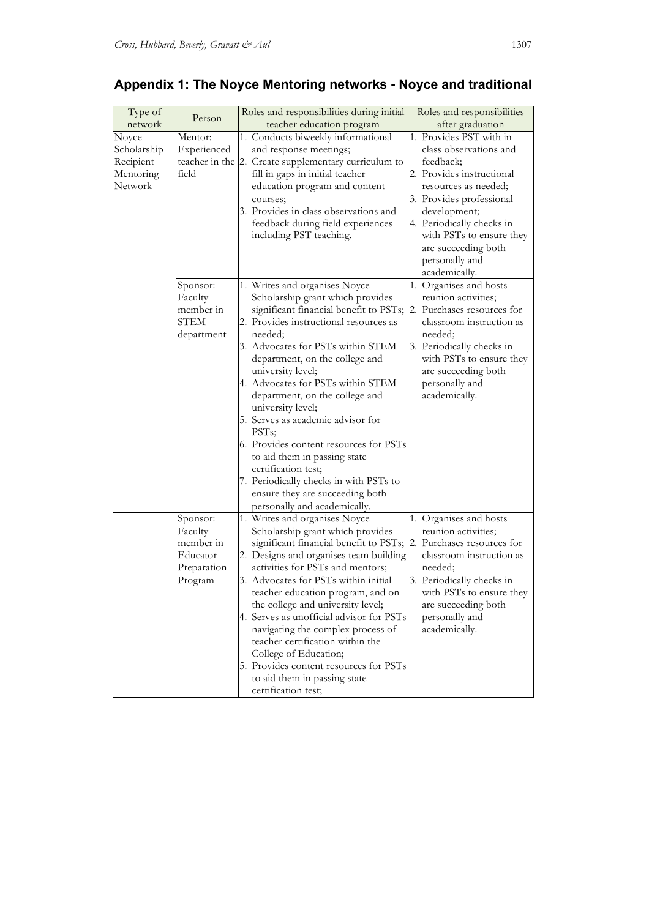## Appendix 1: The Noyce Mentoring networks - Noyce and traditional

| Type of network | Person | Roles and responsibilities during initial teacher education program | Roles and responsibilities after graduation |
|---|---|---|---|
| Noyce Scholarship Recipient Mentoring Network | Mentor: Experienced teacher in the field | 1. Conducts biweekly informational and response meetings;<br>2. Create supplementary curriculum to fill in gaps in initial teacher education program and content courses;<br>3. Provides in class observations and feedback during field experiences including PST teaching. | 1. Provides PST with in-class observations and feedback;<br>2. Provides instructional resources as needed;<br>3. Provides professional development;<br>4. Periodically checks in with PSTs to ensure they are succeeding both personally and academically. |
| | Sponsor: Faculty member in STEM department | 1. Writes and organises Noyce Scholarship grant which provides significant financial benefit to PSTs;<br>2. Provides instructional resources as needed;<br>3. Advocates for PSTs within STEM department, on the college and university level;<br>4. Advocates for PSTs within STEM department, on the college and university level;<br>5. Serves as academic advisor for PSTs;<br>6. Provides content resources for PSTs to aid them in passing state certification test;<br>7. Periodically checks in with PSTs to ensure they are succeeding both personally and academically. | 1. Organises and hosts reunion activities;<br>2. Purchases resources for classroom instruction as needed;<br>3. Periodically checks in with PSTs to ensure they are succeeding both personally and academically. |
| | Sponsor: Faculty member in Educator Preparation Program | 1. Writes and organises Noyce Scholarship grant which provides significant financial benefit to PSTs;<br>2. Designs and organises team building activities for PSTs and mentors;<br>3. Advocates for PSTs within initial teacher education program, and on the college and university level;<br>4. Serves as unofficial advisor for PSTs navigating the complex process of teacher certification within the College of Education;<br>5. Provides content resources for PSTs to aid them in passing state certification test; | 1. Organises and hosts reunion activities;<br>2. Purchases resources for classroom instruction as needed;<br>3. Periodically checks in with PSTs to ensure they are succeeding both personally and academically. |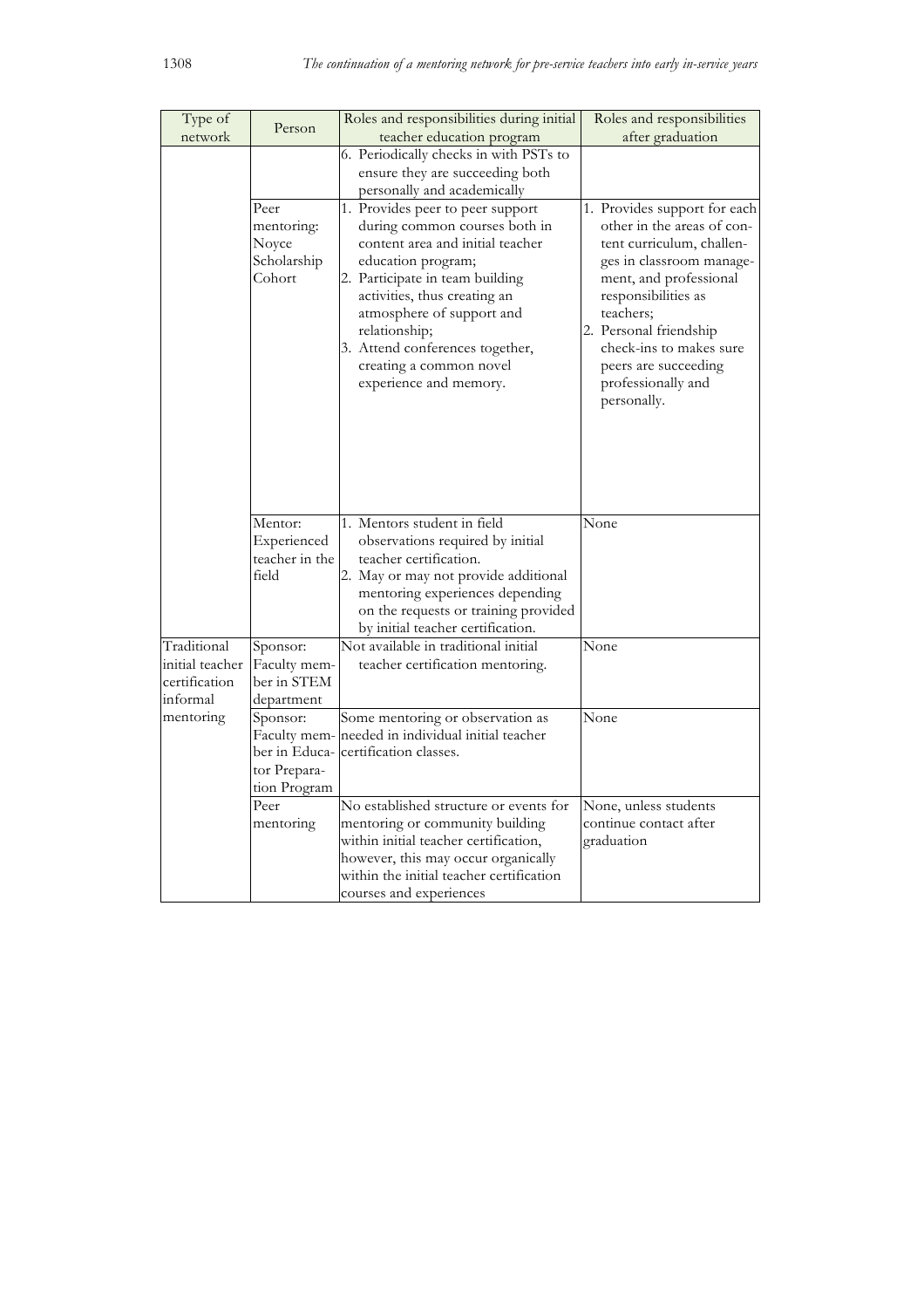| Type of network | Person | Roles and responsibilities during initial teacher education program | Roles and responsibilities after graduation |
|---|---|---|---|
| | | 6. Periodically checks in with PSTs to ensure they are succeeding both personally and academically | |
| | Peer mentoring: Noyce Scholarship Cohort | 1. Provides peer to peer support during common courses both in content area and initial teacher education program; 2. Participate in team building activities, thus creating an atmosphere of support and relationship; 3. Attend conferences together, creating a common novel experience and memory. | 1. Provides support for each other in the areas of content curriculum, challenges in classroom management, and professional responsibilities as teachers; 2. Personal friendship check-ins to makes sure peers are succeeding professionally and personally. |
| | Mentor: Experienced teacher in the field | 1. Mentors student in field observations required by initial teacher certification. 2. May or may not provide additional mentoring experiences depending on the requests or training provided by initial teacher certification. | None |
| Traditional initial teacher certification informal mentoring | Sponsor: Faculty member in STEM department | Not available in traditional initial teacher certification mentoring. | None |
| | Sponsor: Faculty member in Educator Preparation Program | Some mentoring or observation as needed in individual initial teacher certification classes. | None |
| | Peer mentoring | No established structure or events for mentoring or community building within initial teacher certification, however, this may occur organically within the initial teacher certification courses and experiences | None, unless students continue contact after graduation |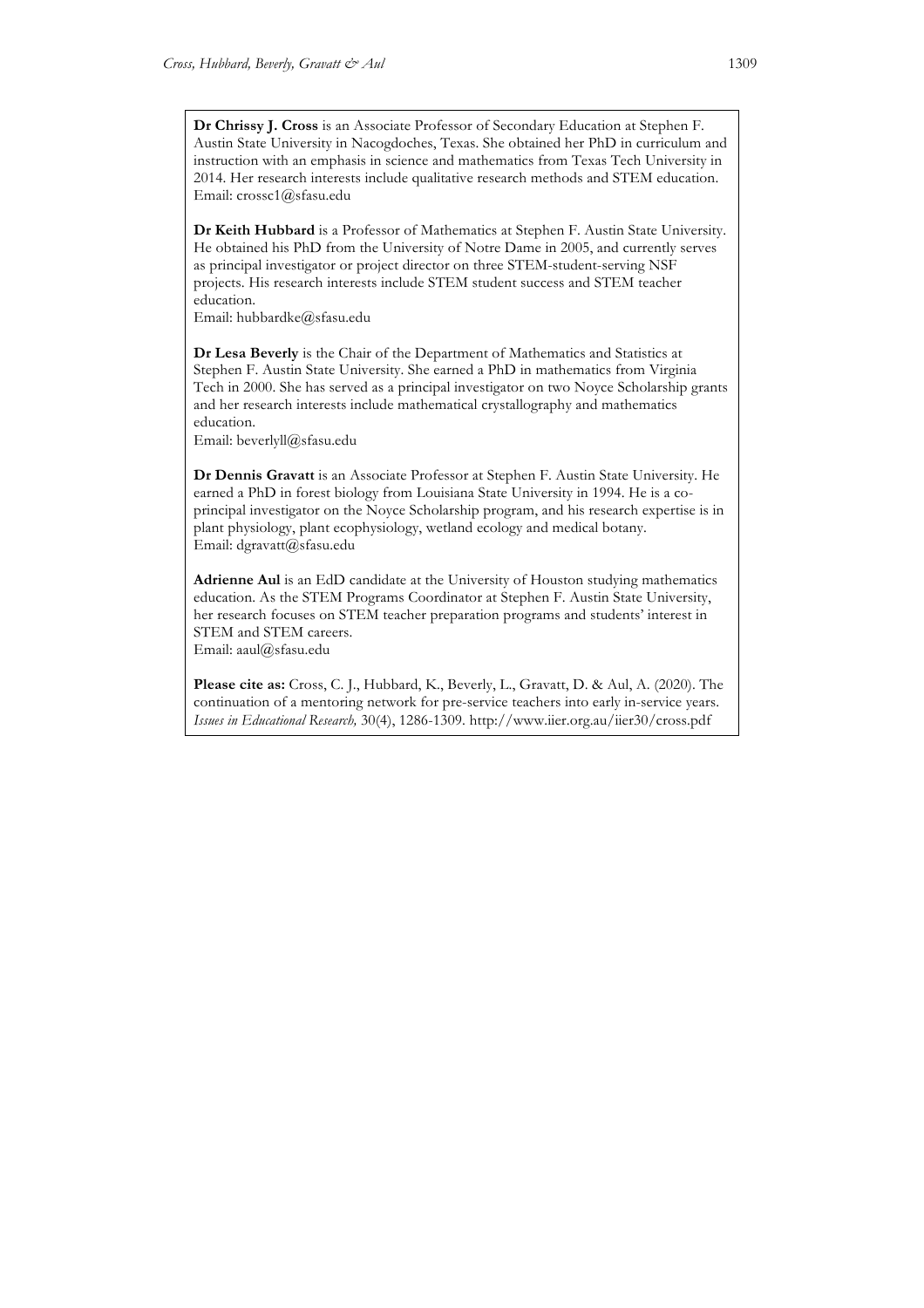**Dr Chrissy J. Cross** is an Associate Professor of Secondary Education at Stephen F. Austin State University in Nacogdoches, Texas. She obtained her PhD in curriculum and instruction with an emphasis in science and mathematics from Texas Tech University in 2014. Her research interests include qualitative research methods and STEM education.
Email: crossc1@sfasu.edu

**Dr Keith Hubbard** is a Professor of Mathematics at Stephen F. Austin State University. He obtained his PhD from the University of Notre Dame in 2005, and currently serves as principal investigator or project director on three STEM-student-serving NSF projects. His research interests include STEM student success and STEM teacher education.
Email: hubbardke@sfasu.edu

**Dr Lesa Beverly** is the Chair of the Department of Mathematics and Statistics at Stephen F. Austin State University. She earned a PhD in mathematics from Virginia Tech in 2000. She has served as a principal investigator on two Noyce Scholarship grants and her research interests include mathematical crystallography and mathematics education.
Email: beverlyll@sfasu.edu

**Dr Dennis Gravatt** is an Associate Professor at Stephen F. Austin State University. He earned a PhD in forest biology from Louisiana State University in 1994. He is a co-principal investigator on the Noyce Scholarship program, and his research expertise is in plant physiology, plant ecophysiology, wetland ecology and medical botany.
Email: dgravatt@sfasu.edu

**Adrienne Aul** is an EdD candidate at the University of Houston studying mathematics education. As the STEM Programs Coordinator at Stephen F. Austin State University, her research focuses on STEM teacher preparation programs and students' interest in STEM and STEM careers.
Email: aaul@sfasu.edu

**Please cite as:** Cross, C. J., Hubbard, K., Beverly, L., Gravatt, D. & Aul, A. (2020). The continuation of a mentoring network for pre-service teachers into early in-service years. *Issues in Educational Research,* 30(4), 1286-1309. http://www.iier.org.au/iier30/cross.pdf